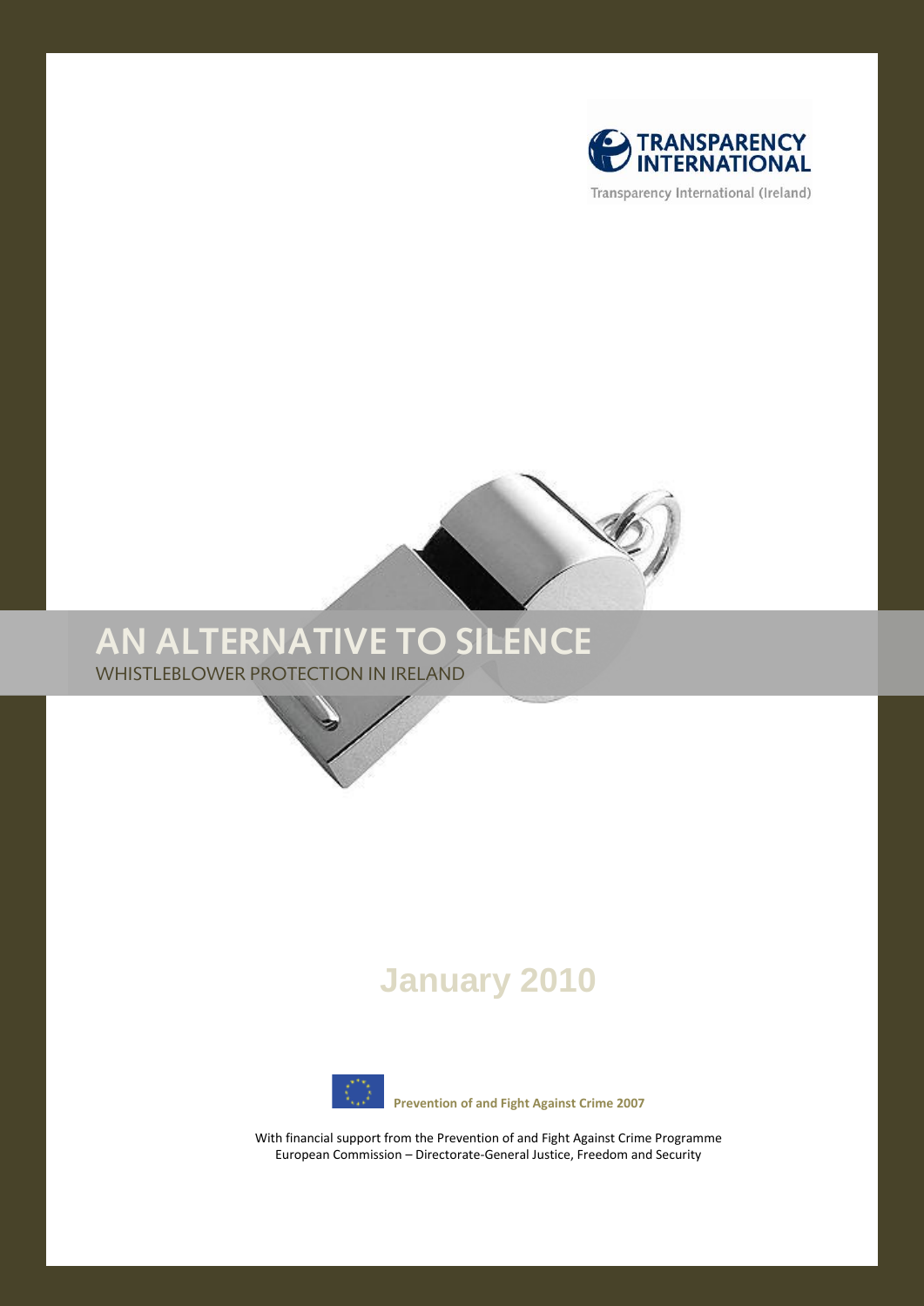Transparency International (Ireland)

# AN ALTERNATIVE TO SILENCE

## WHISTLEBLOWER PROTECTION IN IRELAND

**January 2010**

**Prevention of and Fight Against Crime 2007**

With financial support from the Prevention of and Fight Against Crime Programme
European Commission – Directorate-General Justice, Freedom and Security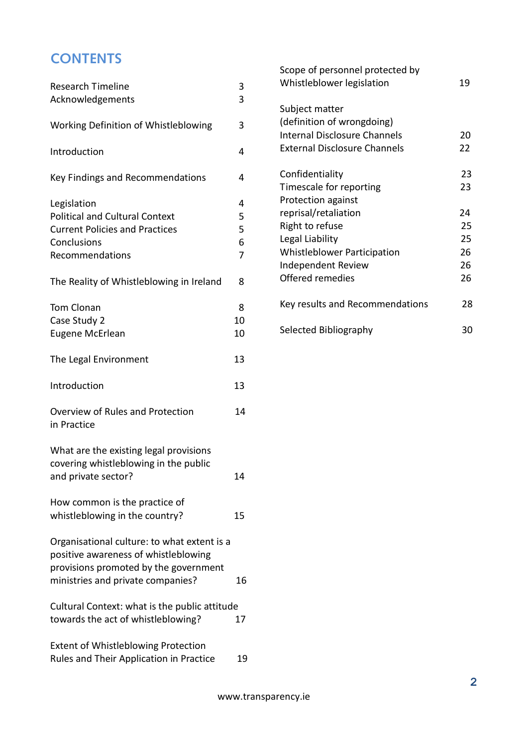# CONTENTS

| | |
|---|---|
| Research Timeline | 3 |
| Acknowledgements | 3 |
| Working Definition of Whistleblowing | 3 |
| Introduction | 4 |
| Key Findings and Recommendations | 4 |
| Legislation | 4 |
| Political and Cultural Context | 5 |
| Current Policies and Practices | 5 |
| Conclusions | 6 |
| Recommendations | 7 |
| The Reality of Whistleblowing in Ireland | 8 |
| Tom Clonan | 8 |
| Case Study 2 | 10 |
| Eugene McErlean | 10 |
| The Legal Environment | 13 |
| Introduction | 13 |
| Overview of Rules and Protection in Practice | 14 |
| What are the existing legal provisions covering whistleblowing in the public and private sector? | 14 |
| How common is the practice of whistleblowing in the country? | 15 |
| Organisational culture: to what extent is a positive awareness of whistleblowing provisions promoted by the government ministries and private companies? | 16 |
| Cultural Context: what is the public attitude towards the act of whistleblowing? | 17 |
| Extent of Whistleblowing Protection Rules and Their Application in Practice | 19 |
| Scope of personnel protected by Whistleblower legislation | 19 |
| Subject matter (definition of wrongdoing) | |
| Internal Disclosure Channels | 20 |
| External Disclosure Channels | 22 |
| Confidentiality | 23 |
| Timescale for reporting | 23 |
| Protection against reprisal/retaliation | 24 |
| Right to refuse | 25 |
| Legal Liability | 25 |
| Whistleblower Participation | 26 |
| Independent Review | 26 |
| Offered remedies | 26 |
| Key results and Recommendations | 28 |
| Selected Bibliography | 30 |

www.transparency.ie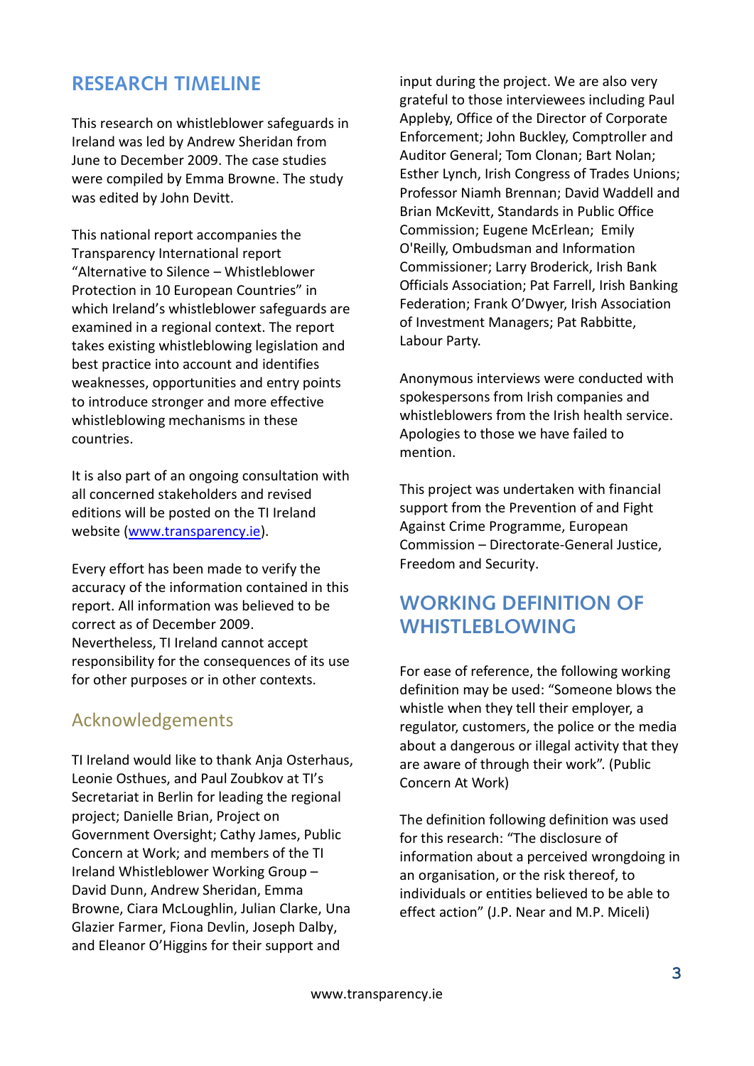## RESEARCH TIMELINE

This research on whistleblower safeguards in Ireland was led by Andrew Sheridan from June to December 2009. The case studies were compiled by Emma Browne. The study was edited by John Devitt.

This national report accompanies the Transparency International report "Alternative to Silence – Whistleblower Protection in 10 European Countries" in which Ireland's whistleblower safeguards are examined in a regional context. The report takes existing whistleblowing legislation and best practice into account and identifies weaknesses, opportunities and entry points to introduce stronger and more effective whistleblowing mechanisms in these countries.

It is also part of an ongoing consultation with all concerned stakeholders and revised editions will be posted on the TI Ireland website (www.transparency.ie).

Every effort has been made to verify the accuracy of the information contained in this report. All information was believed to be correct as of December 2009. Nevertheless, TI Ireland cannot accept responsibility for the consequences of its use for other purposes or in other contexts.

### Acknowledgements

TI Ireland would like to thank Anja Osterhaus, Leonie Osthues, and Paul Zoubkov at TI's Secretariat in Berlin for leading the regional project; Danielle Brian, Project on Government Oversight; Cathy James, Public Concern at Work; and members of the TI Ireland Whistleblower Working Group – David Dunn, Andrew Sheridan, Emma Browne, Ciara McLoughlin, Julian Clarke, Una Glazier Farmer, Fiona Devlin, Joseph Dalby, and Eleanor O'Higgins for their support and input during the project. We are also very grateful to those interviewees including Paul Appleby, Office of the Director of Corporate Enforcement; John Buckley, Comptroller and Auditor General; Tom Clonan; Bart Nolan; Esther Lynch, Irish Congress of Trades Unions; Professor Niamh Brennan; David Waddell and Brian McKevitt, Standards in Public Office Commission; Eugene McErlean; Emily O'Reilly, Ombudsman and Information Commissioner; Larry Broderick, Irish Bank Officials Association; Pat Farrell, Irish Banking Federation; Frank O'Dwyer, Irish Association of Investment Managers; Pat Rabbitte, Labour Party.

Anonymous interviews were conducted with spokespersons from Irish companies and whistleblowers from the Irish health service. Apologies to those we have failed to mention.

This project was undertaken with financial support from the Prevention of and Fight Against Crime Programme, European Commission – Directorate-General Justice, Freedom and Security.

## WORKING DEFINITION OF WHISTLEBLOWING

For ease of reference, the following working definition may be used: "Someone blows the whistle when they tell their employer, a regulator, customers, the police or the media about a dangerous or illegal activity that they are aware of through their work". (Public Concern At Work)

The definition following definition was used for this research: "The disclosure of information about a perceived wrongdoing in an organisation, or the risk thereof, to individuals or entities believed to be able to effect action" (J.P. Near and M.P. Miceli)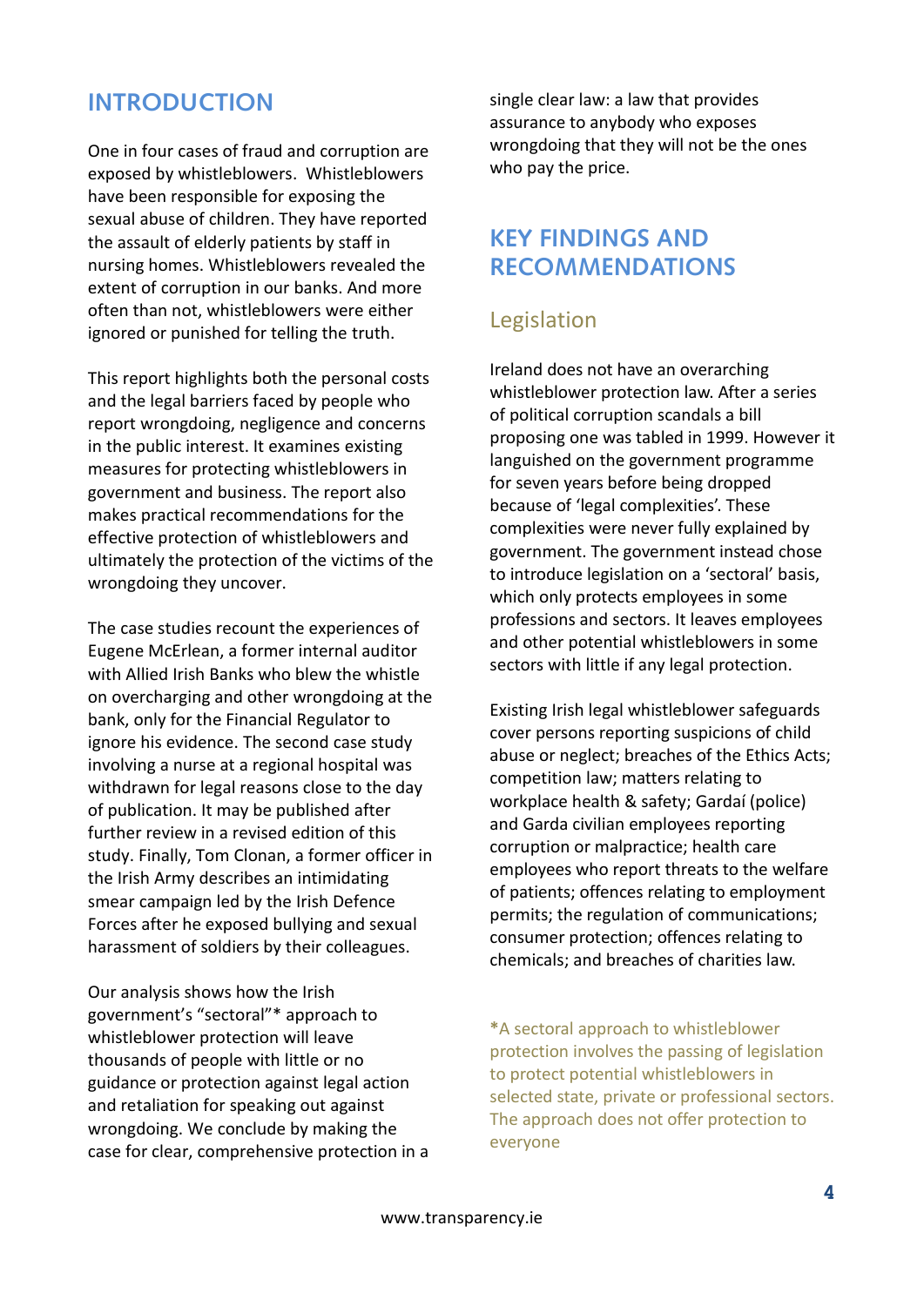# INTRODUCTION

One in four cases of fraud and corruption are exposed by whistleblowers. Whistleblowers have been responsible for exposing the sexual abuse of children. They have reported the assault of elderly patients by staff in nursing homes. Whistleblowers revealed the extent of corruption in our banks. And more often than not, whistleblowers were either ignored or punished for telling the truth.

This report highlights both the personal costs and the legal barriers faced by people who report wrongdoing, negligence and concerns in the public interest. It examines existing measures for protecting whistleblowers in government and business. The report also makes practical recommendations for the effective protection of whistleblowers and ultimately the protection of the victims of the wrongdoing they uncover.

The case studies recount the experiences of Eugene McErlean, a former internal auditor with Allied Irish Banks who blew the whistle on overcharging and other wrongdoing at the bank, only for the Financial Regulator to ignore his evidence. The second case study involving a nurse at a regional hospital was withdrawn for legal reasons close to the day of publication. It may be published after further review in a revised edition of this study. Finally, Tom Clonan, a former officer in the Irish Army describes an intimidating smear campaign led by the Irish Defence Forces after he exposed bullying and sexual harassment of soldiers by their colleagues.

Our analysis shows how the Irish government's "sectoral"* approach to whistleblower protection will leave thousands of people with little or no guidance or protection against legal action and retaliation for speaking out against wrongdoing. We conclude by making the case for clear, comprehensive protection in a single clear law: a law that provides assurance to anybody who exposes wrongdoing that they will not be the ones who pay the price.

# KEY FINDINGS AND RECOMMENDATIONS

## Legislation

Ireland does not have an overarching whistleblower protection law. After a series of political corruption scandals a bill proposing one was tabled in 1999. However it languished on the government programme for seven years before being dropped because of 'legal complexities'. These complexities were never fully explained by government. The government instead chose to introduce legislation on a 'sectoral' basis, which only protects employees in some professions and sectors. It leaves employees and other potential whistleblowers in some sectors with little if any legal protection.

Existing Irish legal whistleblower safeguards cover persons reporting suspicions of child abuse or neglect; breaches of the Ethics Acts; competition law; matters relating to workplace health & safety; Gardaí (police) and Garda civilian employees reporting corruption or malpractice; health care employees who report threats to the welfare of patients; offences relating to employment permits; the regulation of communications; consumer protection; offences relating to chemicals; and breaches of charities law.

*A sectoral approach to whistleblower protection involves the passing of legislation to protect potential whistleblowers in selected state, private or professional sectors. The approach does not offer protection to everyone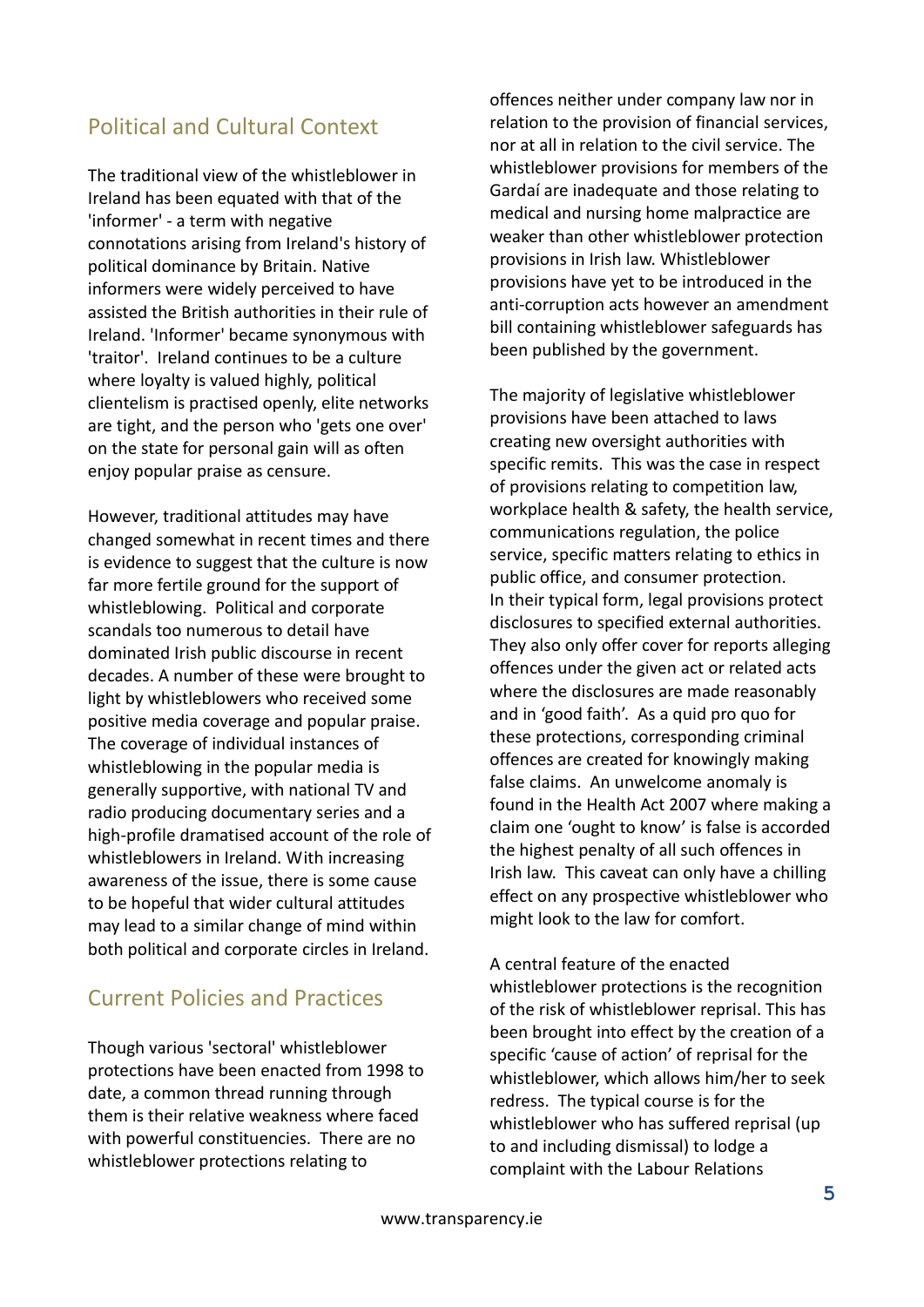## Political and Cultural Context

The traditional view of the whistleblower in Ireland has been equated with that of the 'informer' - a term with negative connotations arising from Ireland's history of political dominance by Britain. Native informers were widely perceived to have assisted the British authorities in their rule of Ireland. 'Informer' became synonymous with 'traitor'. Ireland continues to be a culture where loyalty is valued highly, political clientelism is practised openly, elite networks are tight, and the person who 'gets one over' on the state for personal gain will as often enjoy popular praise as censure.

However, traditional attitudes may have changed somewhat in recent times and there is evidence to suggest that the culture is now far more fertile ground for the support of whistleblowing. Political and corporate scandals too numerous to detail have dominated Irish public discourse in recent decades. A number of these were brought to light by whistleblowers who received some positive media coverage and popular praise. The coverage of individual instances of whistleblowing in the popular media is generally supportive, with national TV and radio producing documentary series and a high-profile dramatised account of the role of whistleblowers in Ireland. With increasing awareness of the issue, there is some cause to be hopeful that wider cultural attitudes may lead to a similar change of mind within both political and corporate circles in Ireland.

## Current Policies and Practices

Though various 'sectoral' whistleblower protections have been enacted from 1998 to date, a common thread running through them is their relative weakness where faced with powerful constituencies. There are no whistleblower protections relating to offences neither under company law nor in relation to the provision of financial services, nor at all in relation to the civil service. The whistleblower provisions for members of the Gardaí are inadequate and those relating to medical and nursing home malpractice are weaker than other whistleblower protection provisions in Irish law. Whistleblower provisions have yet to be introduced in the anti-corruption acts however an amendment bill containing whistleblower safeguards has been published by the government.

The majority of legislative whistleblower provisions have been attached to laws creating new oversight authorities with specific remits. This was the case in respect of provisions relating to competition law, workplace health & safety, the health service, communications regulation, the police service, specific matters relating to ethics in public office, and consumer protection. In their typical form, legal provisions protect disclosures to specified external authorities. They also only offer cover for reports alleging offences under the given act or related acts where the disclosures are made reasonably and in 'good faith'. As a quid pro quo for these protections, corresponding criminal offences are created for knowingly making false claims. An unwelcome anomaly is found in the Health Act 2007 where making a claim one 'ought to know' is false is accorded the highest penalty of all such offences in Irish law. This caveat can only have a chilling effect on any prospective whistleblower who might look to the law for comfort.

A central feature of the enacted whistleblower protections is the recognition of the risk of whistleblower reprisal. This has been brought into effect by the creation of a specific 'cause of action' of reprisal for the whistleblower, which allows him/her to seek redress. The typical course is for the whistleblower who has suffered reprisal (up to and including dismissal) to lodge a complaint with the Labour Relations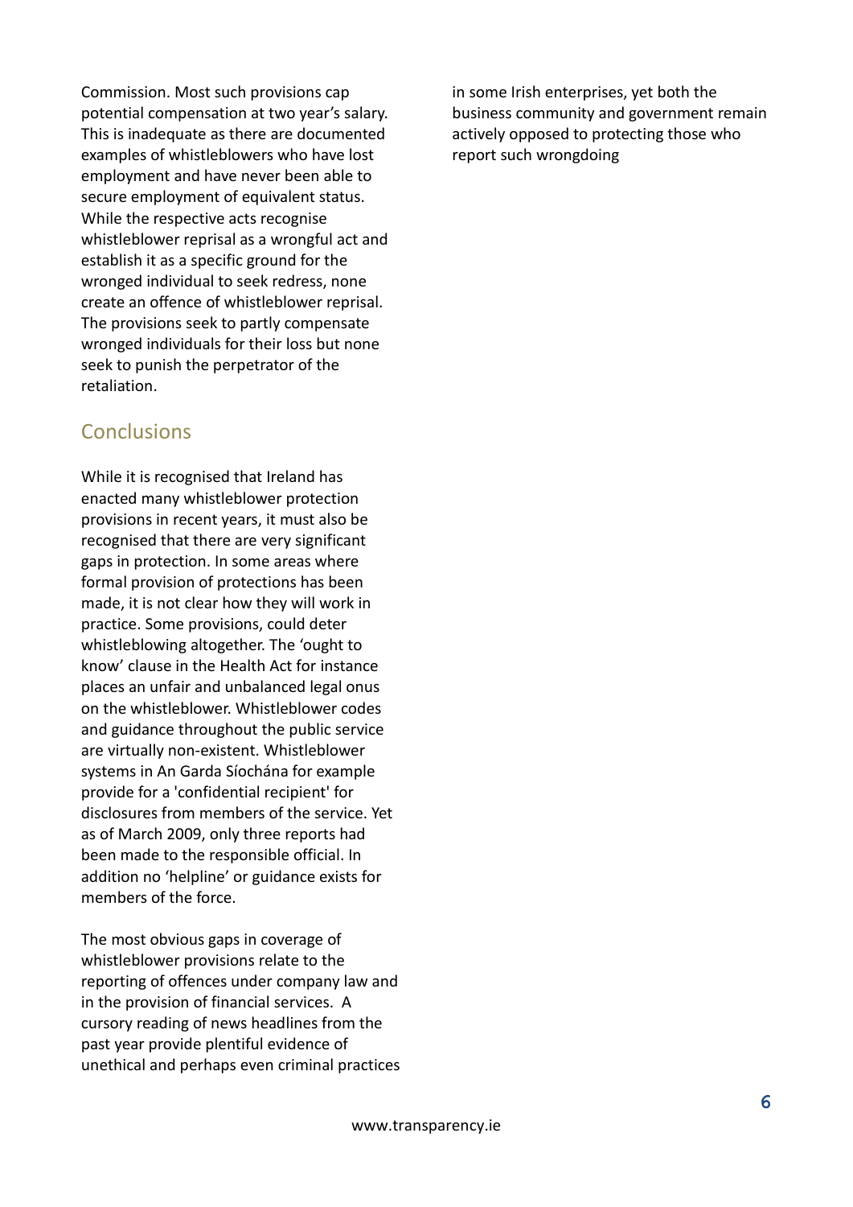Commission. Most such provisions cap potential compensation at two year's salary. This is inadequate as there are documented examples of whistleblowers who have lost employment and have never been able to secure employment of equivalent status. While the respective acts recognise whistleblower reprisal as a wrongful act and establish it as a specific ground for the wronged individual to seek redress, none create an offence of whistleblower reprisal. The provisions seek to partly compensate wronged individuals for their loss but none seek to punish the perpetrator of the retaliation.

## Conclusions

While it is recognised that Ireland has enacted many whistleblower protection provisions in recent years, it must also be recognised that there are very significant gaps in protection. In some areas where formal provision of protections has been made, it is not clear how they will work in practice. Some provisions, could deter whistleblowing altogether. The 'ought to know' clause in the Health Act for instance places an unfair and unbalanced legal onus on the whistleblower. Whistleblower codes and guidance throughout the public service are virtually non-existent. Whistleblower systems in An Garda Síochána for example provide for a 'confidential recipient' for disclosures from members of the service. Yet as of March 2009, only three reports had been made to the responsible official. In addition no 'helpline' or guidance exists for members of the force.

The most obvious gaps in coverage of whistleblower provisions relate to the reporting of offences under company law and in the provision of financial services. A cursory reading of news headlines from the past year provide plentiful evidence of unethical and perhaps even criminal practices in some Irish enterprises, yet both the business community and government remain actively opposed to protecting those who report such wrongdoing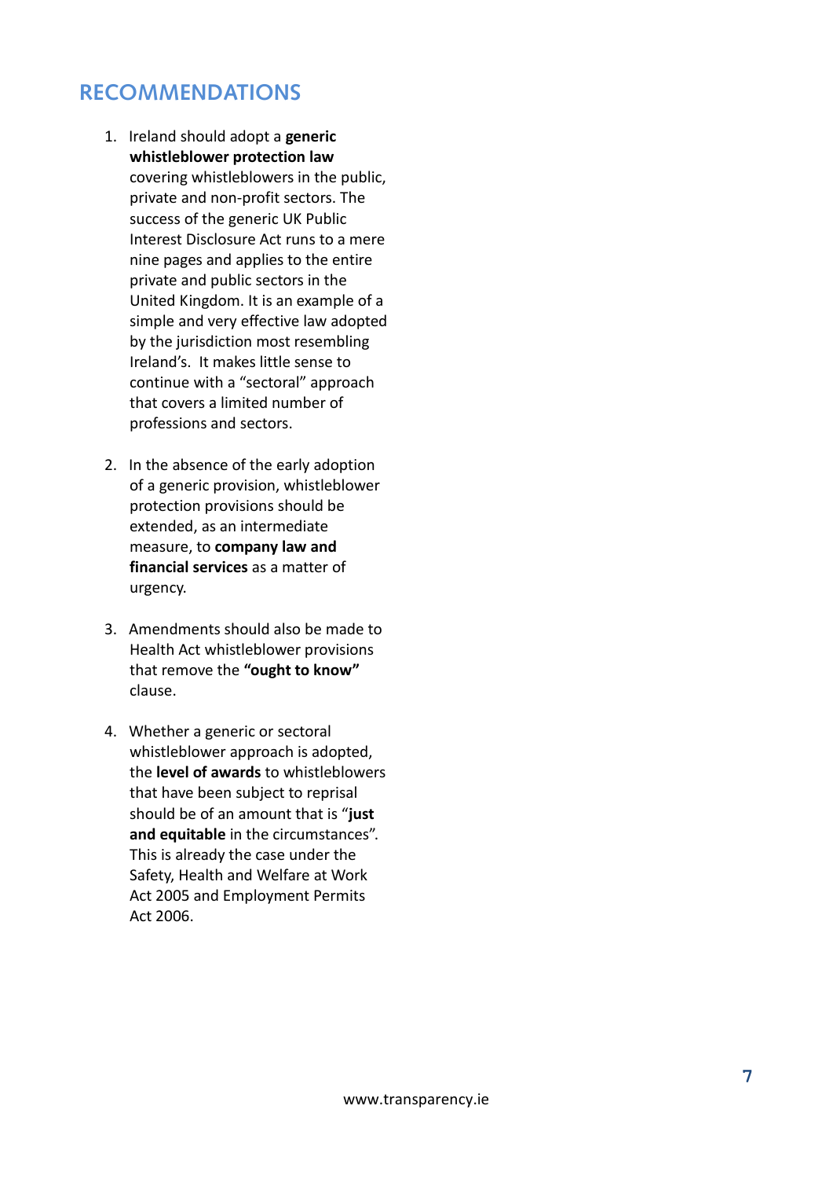## RECOMMENDATIONS

1. Ireland should adopt a **generic whistleblower protection law** covering whistleblowers in the public, private and non-profit sectors. The success of the generic UK Public Interest Disclosure Act runs to a mere nine pages and applies to the entire private and public sectors in the United Kingdom. It is an example of a simple and very effective law adopted by the jurisdiction most resembling Ireland's. It makes little sense to continue with a "sectoral" approach that covers a limited number of professions and sectors.

2. In the absence of the early adoption of a generic provision, whistleblower protection provisions should be extended, as an intermediate measure, to **company law and financial services** as a matter of urgency.

3. Amendments should also be made to Health Act whistleblower provisions that remove the **"ought to know"** clause.

4. Whether a generic or sectoral whistleblower approach is adopted, the **level of awards** to whistleblowers that have been subject to reprisal should be of an amount that is "**just and equitable** in the circumstances". This is already the case under the Safety, Health and Welfare at Work Act 2005 and Employment Permits Act 2006.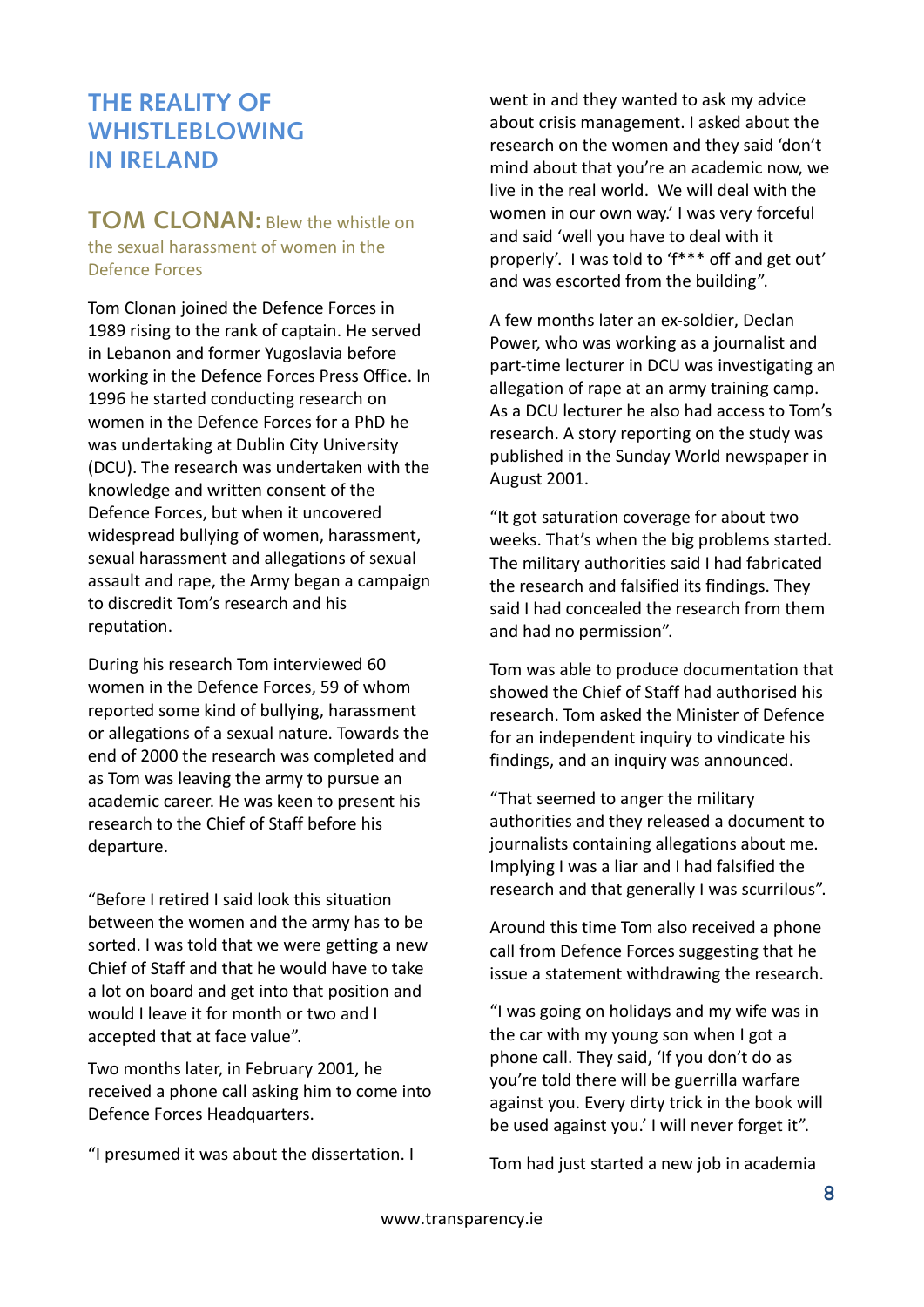# THE REALITY OF WHISTLEBLOWING IN IRELAND

## TOM CLONAN: Blew the whistle on the sexual harassment of women in the Defence Forces

Tom Clonan joined the Defence Forces in 1989 rising to the rank of captain. He served in Lebanon and former Yugoslavia before working in the Defence Forces Press Office. In 1996 he started conducting research on women in the Defence Forces for a PhD he was undertaking at Dublin City University (DCU). The research was undertaken with the knowledge and written consent of the Defence Forces, but when it uncovered widespread bullying of women, harassment, sexual harassment and allegations of sexual assault and rape, the Army began a campaign to discredit Tom's research and his reputation.

During his research Tom interviewed 60 women in the Defence Forces, 59 of whom reported some kind of bullying, harassment or allegations of a sexual nature. Towards the end of 2000 the research was completed and as Tom was leaving the army to pursue an academic career. He was keen to present his research to the Chief of Staff before his departure.

"Before I retired I said look this situation between the women and the army has to be sorted. I was told that we were getting a new Chief of Staff and that he would have to take a lot on board and get into that position and would I leave it for month or two and I accepted that at face value".

Two months later, in February 2001, he received a phone call asking him to come into Defence Forces Headquarters.

"I presumed it was about the dissertation. I went in and they wanted to ask my advice about crisis management. I asked about the research on the women and they said 'don't mind about that you're an academic now, we live in the real world. We will deal with the women in our own way.' I was very forceful and said 'well you have to deal with it properly'. I was told to 'f*** off and get out' and was escorted from the building".

A few months later an ex-soldier, Declan Power, who was working as a journalist and part-time lecturer in DCU was investigating an allegation of rape at an army training camp. As a DCU lecturer he also had access to Tom's research. A story reporting on the study was published in the Sunday World newspaper in August 2001.

"It got saturation coverage for about two weeks. That's when the big problems started. The military authorities said I had fabricated the research and falsified its findings. They said I had concealed the research from them and had no permission".

Tom was able to produce documentation that showed the Chief of Staff had authorised his research. Tom asked the Minister of Defence for an independent inquiry to vindicate his findings, and an inquiry was announced.

"That seemed to anger the military authorities and they released a document to journalists containing allegations about me. Implying I was a liar and I had falsified the research and that generally I was scurrilous".

Around this time Tom also received a phone call from Defence Forces suggesting that he issue a statement withdrawing the research.

"I was going on holidays and my wife was in the car with my young son when I got a phone call. They said, 'If you don't do as you're told there will be guerrilla warfare against you. Every dirty trick in the book will be used against you.' I will never forget it".

Tom had just started a new job in academia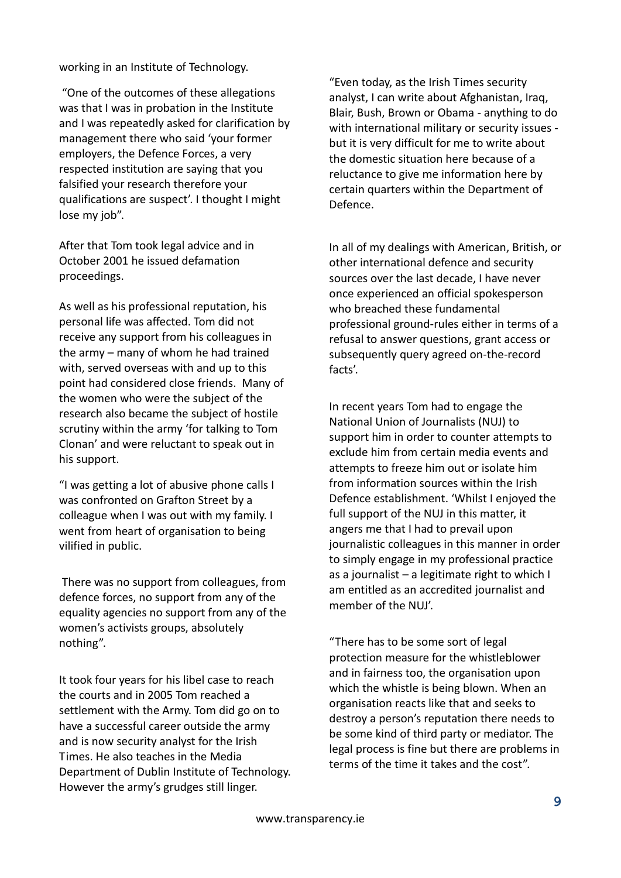working in an Institute of Technology.

"One of the outcomes of these allegations was that I was in probation in the Institute and I was repeatedly asked for clarification by management there who said 'your former employers, the Defence Forces, a very respected institution are saying that you falsified your research therefore your qualifications are suspect'. I thought I might lose my job".

After that Tom took legal advice and in October 2001 he issued defamation proceedings.

As well as his professional reputation, his personal life was affected. Tom did not receive any support from his colleagues in the army – many of whom he had trained with, served overseas with and up to this point had considered close friends. Many of the women who were the subject of the research also became the subject of hostile scrutiny within the army 'for talking to Tom Clonan' and were reluctant to speak out in his support.

"I was getting a lot of abusive phone calls I was confronted on Grafton Street by a colleague when I was out with my family. I went from heart of organisation to being vilified in public.

There was no support from colleagues, from defence forces, no support from any of the equality agencies no support from any of the women's activists groups, absolutely nothing".

It took four years for his libel case to reach the courts and in 2005 Tom reached a settlement with the Army. Tom did go on to have a successful career outside the army and is now security analyst for the Irish Times. He also teaches in the Media Department of Dublin Institute of Technology. However the army's grudges still linger.

"Even today, as the Irish Times security analyst, I can write about Afghanistan, Iraq, Blair, Bush, Brown or Obama - anything to do with international military or security issues - but it is very difficult for me to write about the domestic situation here because of a reluctance to give me information here by certain quarters within the Department of Defence.

In all of my dealings with American, British, or other international defence and security sources over the last decade, I have never once experienced an official spokesperson who breached these fundamental professional ground-rules either in terms of a refusal to answer questions, grant access or subsequently query agreed on-the-record facts'.

In recent years Tom had to engage the National Union of Journalists (NUJ) to support him in order to counter attempts to exclude him from certain media events and attempts to freeze him out or isolate him from information sources within the Irish Defence establishment. 'Whilst I enjoyed the full support of the NUJ in this matter, it angers me that I had to prevail upon journalistic colleagues in this manner in order to simply engage in my professional practice as a journalist – a legitimate right to which I am entitled as an accredited journalist and member of the NUJ'.

"There has to be some sort of legal protection measure for the whistleblower and in fairness too, the organisation upon which the whistle is being blown. When an organisation reacts like that and seeks to destroy a person's reputation there needs to be some kind of third party or mediator. The legal process is fine but there are problems in terms of the time it takes and the cost".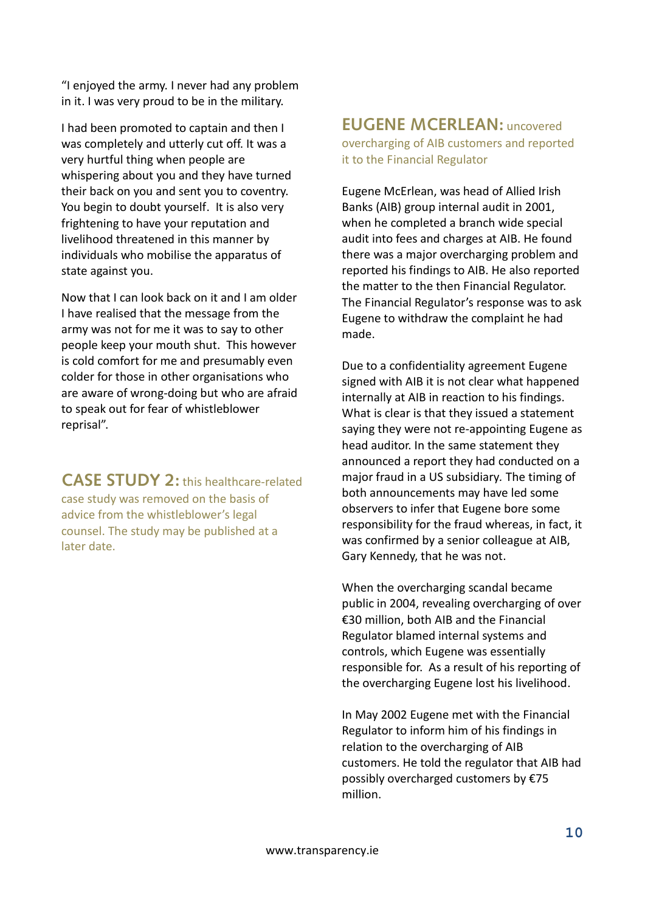"I enjoyed the army. I never had any problem in it. I was very proud to be in the military.

I had been promoted to captain and then I was completely and utterly cut off. It was a very hurtful thing when people are whispering about you and they have turned their back on you and sent you to coventry. You begin to doubt yourself. It is also very frightening to have your reputation and livelihood threatened in this manner by individuals who mobilise the apparatus of state against you.

Now that I can look back on it and I am older I have realised that the message from the army was not for me it was to say to other people keep your mouth shut. This however is cold comfort for me and presumably even colder for those in other organisations who are aware of wrong-doing but who are afraid to speak out for fear of whistleblower reprisal".

## CASE STUDY 2: this healthcare-related case study was removed on the basis of advice from the whistleblower's legal counsel. The study may be published at a later date.

## EUGENE MCERLEAN: uncovered overcharging of AIB customers and reported it to the Financial Regulator

Eugene McErlean, was head of Allied Irish Banks (AIB) group internal audit in 2001, when he completed a branch wide special audit into fees and charges at AIB. He found there was a major overcharging problem and reported his findings to AIB. He also reported the matter to the then Financial Regulator. The Financial Regulator's response was to ask Eugene to withdraw the complaint he had made.

Due to a confidentiality agreement Eugene signed with AIB it is not clear what happened internally at AIB in reaction to his findings. What is clear is that they issued a statement saying they were not re-appointing Eugene as head auditor. In the same statement they announced a report they had conducted on a major fraud in a US subsidiary. The timing of both announcements may have led some observers to infer that Eugene bore some responsibility for the fraud whereas, in fact, it was confirmed by a senior colleague at AIB, Gary Kennedy, that he was not.

When the overcharging scandal became public in 2004, revealing overcharging of over €30 million, both AIB and the Financial Regulator blamed internal systems and controls, which Eugene was essentially responsible for. As a result of his reporting of the overcharging Eugene lost his livelihood.

In May 2002 Eugene met with the Financial Regulator to inform him of his findings in relation to the overcharging of AIB customers. He told the regulator that AIB had possibly overcharged customers by €75 million.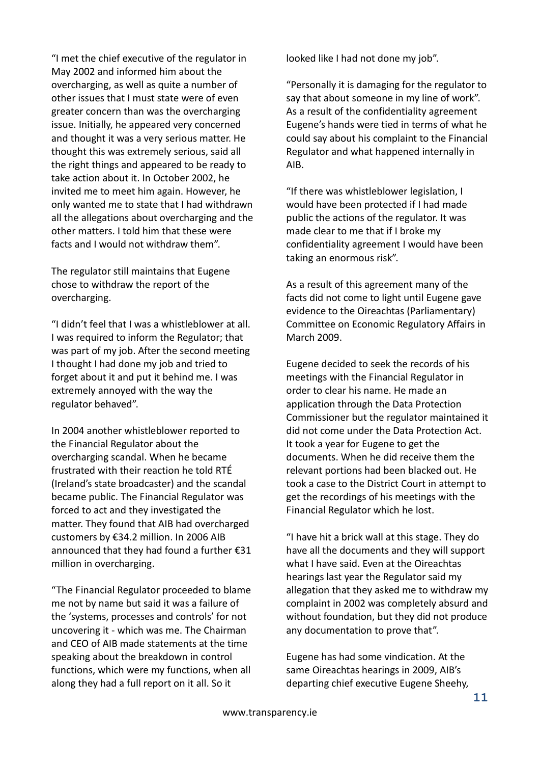"I met the chief executive of the regulator in May 2002 and informed him about the overcharging, as well as quite a number of other issues that I must state were of even greater concern than was the overcharging issue. Initially, he appeared very concerned and thought it was a very serious matter. He thought this was extremely serious, said all the right things and appeared to be ready to take action about it. In October 2002, he invited me to meet him again. However, he only wanted me to state that I had withdrawn all the allegations about overcharging and the other matters. I told him that these were facts and I would not withdraw them".

The regulator still maintains that Eugene chose to withdraw the report of the overcharging.

"I didn't feel that I was a whistleblower at all. I was required to inform the Regulator; that was part of my job. After the second meeting I thought I had done my job and tried to forget about it and put it behind me. I was extremely annoyed with the way the regulator behaved".

In 2004 another whistleblower reported to the Financial Regulator about the overcharging scandal. When he became frustrated with their reaction he told RTÉ (Ireland's state broadcaster) and the scandal became public. The Financial Regulator was forced to act and they investigated the matter. They found that AIB had overcharged customers by €34.2 million. In 2006 AIB announced that they had found a further €31 million in overcharging.

"The Financial Regulator proceeded to blame me not by name but said it was a failure of the 'systems, processes and controls' for not uncovering it - which was me. The Chairman and CEO of AIB made statements at the time speaking about the breakdown in control functions, which were my functions, when all along they had a full report on it all. So it looked like I had not done my job".

"Personally it is damaging for the regulator to say that about someone in my line of work". As a result of the confidentiality agreement Eugene's hands were tied in terms of what he could say about his complaint to the Financial Regulator and what happened internally in AIB.

"If there was whistleblower legislation, I would have been protected if I had made public the actions of the regulator. It was made clear to me that if I broke my confidentiality agreement I would have been taking an enormous risk".

As a result of this agreement many of the facts did not come to light until Eugene gave evidence to the Oireachtas (Parliamentary) Committee on Economic Regulatory Affairs in March 2009.

Eugene decided to seek the records of his meetings with the Financial Regulator in order to clear his name. He made an application through the Data Protection Commissioner but the regulator maintained it did not come under the Data Protection Act. It took a year for Eugene to get the documents. When he did receive them the relevant portions had been blacked out. He took a case to the District Court in attempt to get the recordings of his meetings with the Financial Regulator which he lost.

"I have hit a brick wall at this stage. They do have all the documents and they will support what I have said. Even at the Oireachtas hearings last year the Regulator said my allegation that they asked me to withdraw my complaint in 2002 was completely absurd and without foundation, but they did not produce any documentation to prove that".

Eugene has had some vindication. At the same Oireachtas hearings in 2009, AIB's departing chief executive Eugene Sheehy,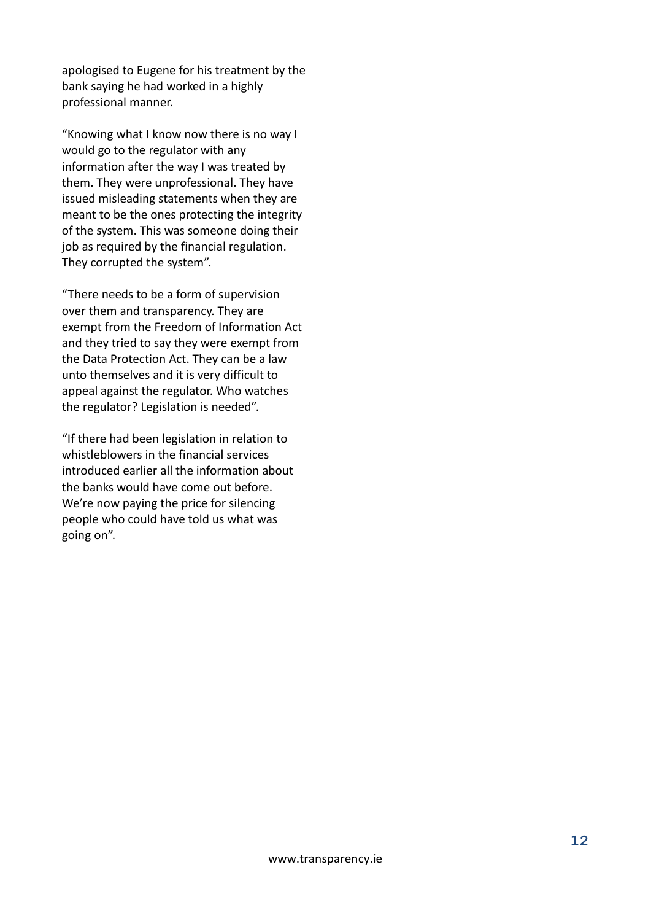apologised to Eugene for his treatment by the bank saying he had worked in a highly professional manner.

“Knowing what I know now there is no way I would go to the regulator with any information after the way I was treated by them. They were unprofessional. They have issued misleading statements when they are meant to be the ones protecting the integrity of the system. This was someone doing their job as required by the financial regulation. They corrupted the system”.

“There needs to be a form of supervision over them and transparency. They are exempt from the Freedom of Information Act and they tried to say they were exempt from the Data Protection Act. They can be a law unto themselves and it is very difficult to appeal against the regulator. Who watches the regulator? Legislation is needed”.

“If there had been legislation in relation to whistleblowers in the financial services introduced earlier all the information about the banks would have come out before. We’re now paying the price for silencing people who could have told us what was going on”.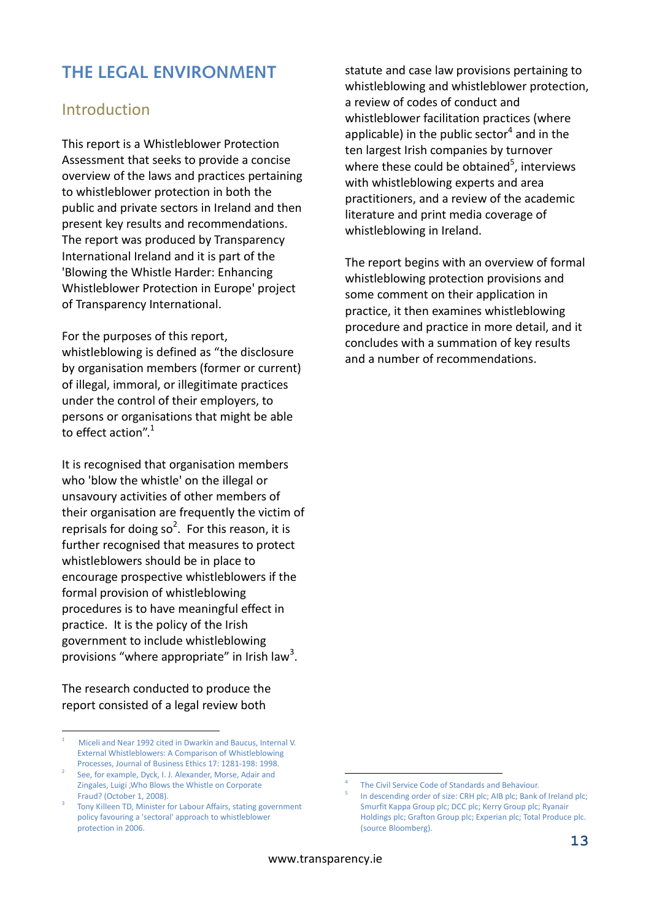# THE LEGAL ENVIRONMENT

## Introduction

This report is a Whistleblower Protection Assessment that seeks to provide a concise overview of the laws and practices pertaining to whistleblower protection in both the public and private sectors in Ireland and then present key results and recommendations. The report was produced by Transparency International Ireland and it is part of the 'Blowing the Whistle Harder: Enhancing Whistleblower Protection in Europe' project of Transparency International.

For the purposes of this report, whistleblowing is defined as "the disclosure by organisation members (former or current) of illegal, immoral, or illegitimate practices under the control of their employers, to persons or organisations that might be able to effect action".[1]

It is recognised that organisation members who 'blow the whistle' on the illegal or unsavoury activities of other members of their organisation are frequently the victim of reprisals for doing so[2]. For this reason, it is further recognised that measures to protect whistleblowers should be in place to encourage prospective whistleblowers if the formal provision of whistleblowing procedures is to have meaningful effect in practice. It is the policy of the Irish government to include whistleblowing provisions "where appropriate" in Irish law[3].

The research conducted to produce the report consisted of a legal review both statute and case law provisions pertaining to whistleblowing and whistleblower protection, a review of codes of conduct and whistleblower facilitation practices (where applicable) in the public sector[4] and in the ten largest Irish companies by turnover where these could be obtained[5], interviews with whistleblowing experts and area practitioners, and a review of the academic literature and print media coverage of whistleblowing in Ireland.

The report begins with an overview of formal whistleblowing protection provisions and some comment on their application in practice, it then examines whistleblowing procedure and practice in more detail, and it concludes with a summation of key results and a number of recommendations.

---

1. Miceli and Near 1992 cited in Dwarkin and Baucus, Internal V. External Whistleblowers: A Comparison of Whistleblowing Processes, Journal of Business Ethics 17: 1281-198: 1998.
2. See, for example, Dyck, I. J. Alexander, Morse, Adair and Zingales, Luigi ,Who Blows the Whistle on Corporate Fraud? (October 1, 2008).
3. Tony Killeen TD, Minister for Labour Affairs, stating government policy favouring a 'sectoral' approach to whistleblower protection in 2006.
4. The Civil Service Code of Standards and Behaviour.
5. In descending order of size: CRH plc; AIB plc; Bank of Ireland plc; Smurfit Kappa Group plc; DCC plc; Kerry Group plc; Ryanair Holdings plc; Grafton Group plc; Experian plc; Total Produce plc. (source Bloomberg).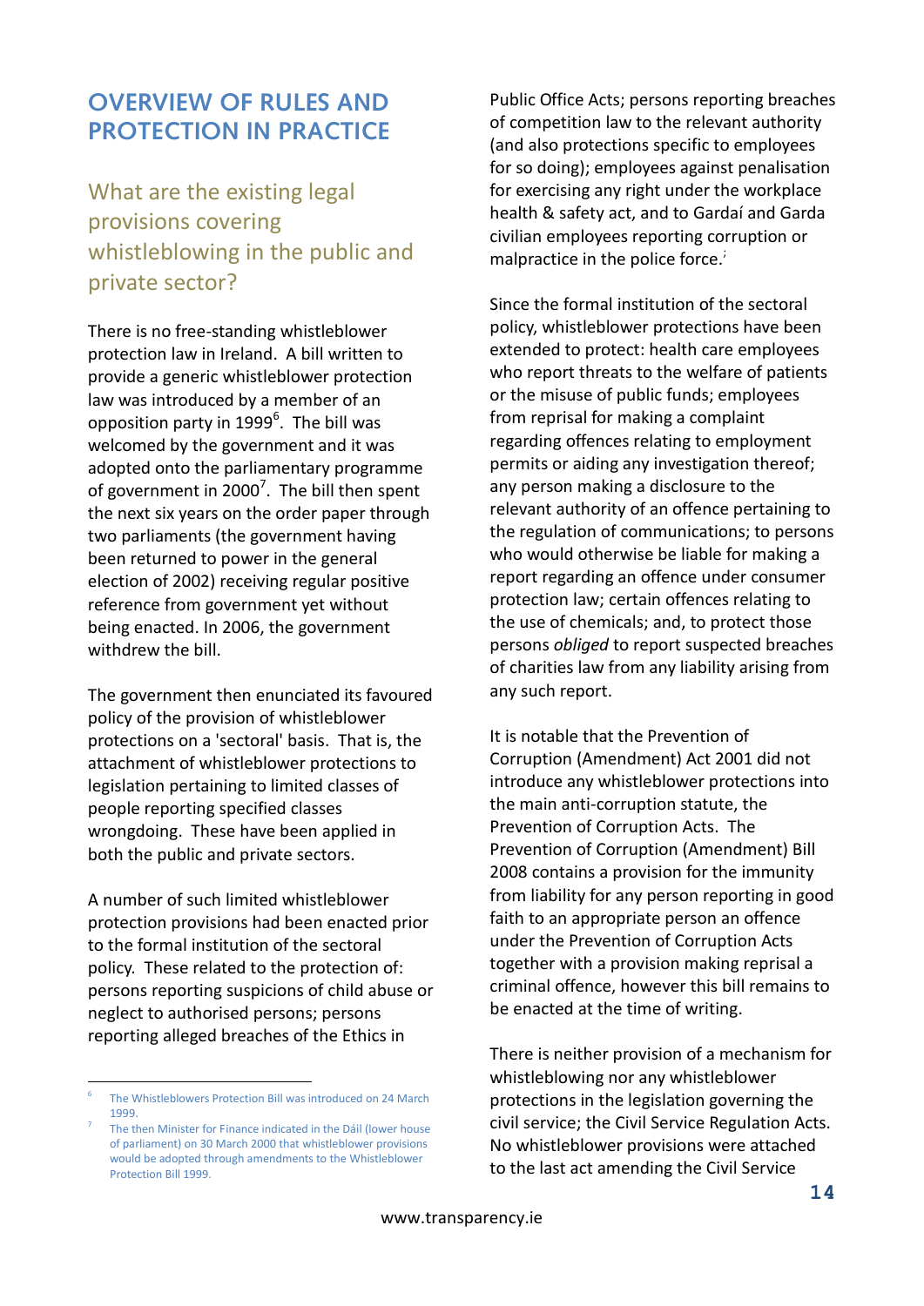# OVERVIEW OF RULES AND PROTECTION IN PRACTICE

## What are the existing legal provisions covering whistleblowing in the public and private sector?

There is no free-standing whistleblower protection law in Ireland. A bill written to provide a generic whistleblower protection law was introduced by a member of an opposition party in 1999[6]. The bill was welcomed by the government and it was adopted onto the parliamentary programme of government in 2000[7]. The bill then spent the next six years on the order paper through two parliaments (the government having been returned to power in the general election of 2002) receiving regular positive reference from government yet without being enacted. In 2006, the government withdrew the bill.

The government then enunciated its favoured policy of the provision of whistleblower protections on a 'sectoral' basis. That is, the attachment of whistleblower protections to legislation pertaining to limited classes of people reporting specified classes wrongdoing. These have been applied in both the public and private sectors.

A number of such limited whistleblower protection provisions had been enacted prior to the formal institution of the sectoral policy. These related to the protection of: persons reporting suspicions of child abuse or neglect to authorised persons; persons reporting alleged breaches of the Ethics in Public Office Acts; persons reporting breaches of competition law to the relevant authority (and also protections specific to employees for so doing); employees against penalisation for exercising any right under the workplace health & safety act, and to Gardaí and Garda civilian employees reporting corruption or malpractice in the police force.[i]

Since the formal institution of the sectoral policy, whistleblower protections have been extended to protect: health care employees who report threats to the welfare of patients or the misuse of public funds; employees from reprisal for making a complaint regarding offences relating to employment permits or aiding any investigation thereof; any person making a disclosure to the relevant authority of an offence pertaining to the regulation of communications; to persons who would otherwise be liable for making a report regarding an offence under consumer protection law; certain offences relating to the use of chemicals; and, to protect those persons *obliged* to report suspected breaches of charities law from any liability arising from any such report.

It is notable that the Prevention of Corruption (Amendment) Act 2001 did not introduce any whistleblower protections into the main anti-corruption statute, the Prevention of Corruption Acts. The Prevention of Corruption (Amendment) Bill 2008 contains a provision for the immunity from liability for any person reporting in good faith to an appropriate person an offence under the Prevention of Corruption Acts together with a provision making reprisal a criminal offence, however this bill remains to be enacted at the time of writing.

There is neither provision of a mechanism for whistleblowing nor any whistleblower protections in the legislation governing the civil service; the Civil Service Regulation Acts. No whistleblower provisions were attached to the last act amending the Civil Service

---

[6] The Whistleblowers Protection Bill was introduced on 24 March 1999.

[7] The then Minister for Finance indicated in the Dáil (lower house of parliament) on 30 March 2000 that whistleblower provisions would be adopted through amendments to the Whistleblower Protection Bill 1999.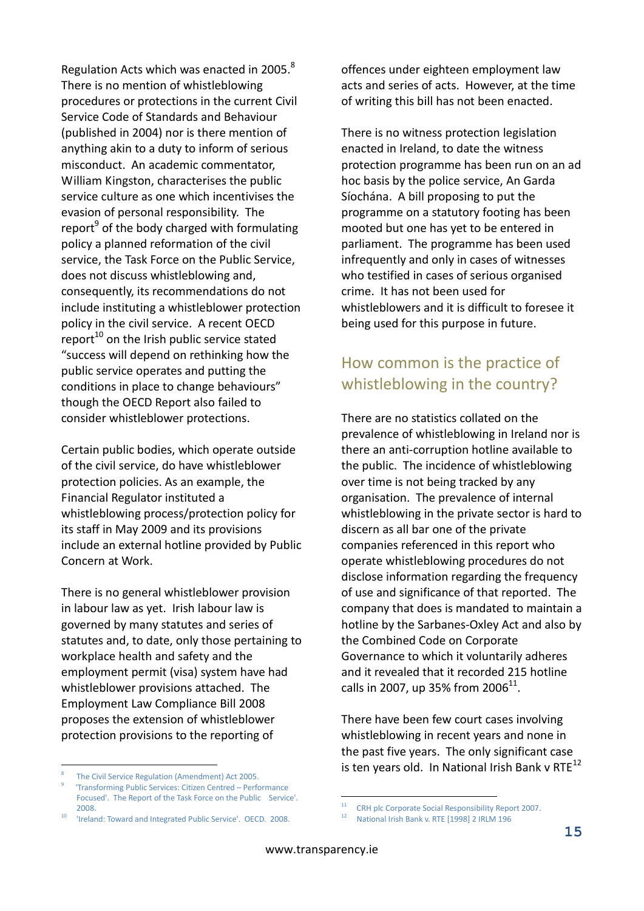Regulation Acts which was enacted in 2005.[8] There is no mention of whistleblowing procedures or protections in the current Civil Service Code of Standards and Behaviour (published in 2004) nor is there mention of anything akin to a duty to inform of serious misconduct. An academic commentator, William Kingston, characterises the public service culture as one which incentivises the evasion of personal responsibility. The report[9] of the body charged with formulating policy a planned reformation of the civil service, the Task Force on the Public Service, does not discuss whistleblowing and, consequently, its recommendations do not include instituting a whistleblower protection policy in the civil service. A recent OECD report[10] on the Irish public service stated "success will depend on rethinking how the public service operates and putting the conditions in place to change behaviours" though the OECD Report also failed to consider whistleblower protections.

Certain public bodies, which operate outside of the civil service, do have whistleblower protection policies. As an example, the Financial Regulator instituted a whistleblowing process/protection policy for its staff in May 2009 and its provisions include an external hotline provided by Public Concern at Work.

There is no general whistleblower provision in labour law as yet. Irish labour law is governed by many statutes and series of statutes and, to date, only those pertaining to workplace health and safety and the employment permit (visa) system have had whistleblower provisions attached. The Employment Law Compliance Bill 2008 proposes the extension of whistleblower protection provisions to the reporting of offences under eighteen employment law acts and series of acts. However, at the time of writing this bill has not been enacted.

There is no witness protection legislation enacted in Ireland, to date the witness protection programme has been run on an ad hoc basis by the police service, An Garda Síochána. A bill proposing to put the programme on a statutory footing has been mooted but one has yet to be entered in parliament. The programme has been used infrequently and only in cases of witnesses who testified in cases of serious organised crime. It has not been used for whistleblowers and it is difficult to foresee it being used for this purpose in future.

## How common is the practice of whistleblowing in the country?

There are no statistics collated on the prevalence of whistleblowing in Ireland nor is there an anti-corruption hotline available to the public. The incidence of whistleblowing over time is not being tracked by any organisation. The prevalence of internal whistleblowing in the private sector is hard to discern as all bar one of the private companies referenced in this report who operate whistleblowing procedures do not disclose information regarding the frequency of use and significance of that reported. The company that does is mandated to maintain a hotline by the Sarbanes-Oxley Act and also by the Combined Code on Corporate Governance to which it voluntarily adheres and it revealed that it recorded 215 hotline calls in 2007, up 35% from 2006[11].

There have been few court cases involving whistleblowing in recent years and none in the past five years. The only significant case is ten years old. In National Irish Bank v RTE[12]

---

[8] The Civil Service Regulation (Amendment) Act 2005.

[9] 'Transforming Public Services: Citizen Centred – Performance Focused'. The Report of the Task Force on the Public Service'. 2008.

[10] 'Ireland: Toward and Integrated Public Service'. OECD. 2008.

[11] CRH plc Corporate Social Responsibility Report 2007.

[12] National Irish Bank v. RTE [1998] 2 IRLM 196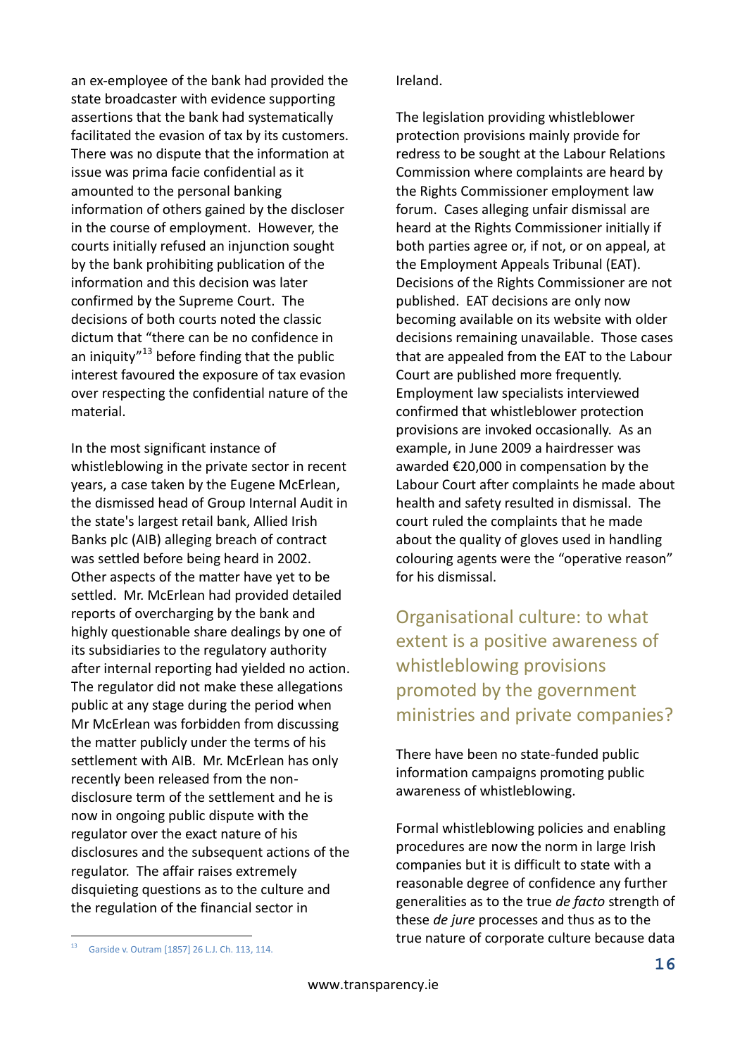an ex-employee of the bank had provided the state broadcaster with evidence supporting assertions that the bank had systematically facilitated the evasion of tax by its customers. There was no dispute that the information at issue was prima facie confidential as it amounted to the personal banking information of others gained by the discloser in the course of employment. However, the courts initially refused an injunction sought by the bank prohibiting publication of the information and this decision was later confirmed by the Supreme Court. The decisions of both courts noted the classic dictum that "there can be no confidence in an iniquity"[13] before finding that the public interest favoured the exposure of tax evasion over respecting the confidential nature of the material.

In the most significant instance of whistleblowing in the private sector in recent years, a case taken by the Eugene McErlean, the dismissed head of Group Internal Audit in the state's largest retail bank, Allied Irish Banks plc (AIB) alleging breach of contract was settled before being heard in 2002. Other aspects of the matter have yet to be settled. Mr. McErlean had provided detailed reports of overcharging by the bank and highly questionable share dealings by one of its subsidiaries to the regulatory authority after internal reporting had yielded no action. The regulator did not make these allegations public at any stage during the period when Mr McErlean was forbidden from discussing the matter publicly under the terms of his settlement with AIB. Mr. McErlean has only recently been released from the non-disclosure term of the settlement and he is now in ongoing public dispute with the regulator over the exact nature of his disclosures and the subsequent actions of the regulator. The affair raises extremely disquieting questions as to the culture and the regulation of the financial sector in Ireland.

The legislation providing whistleblower protection provisions mainly provide for redress to be sought at the Labour Relations Commission where complaints are heard by the Rights Commissioner employment law forum. Cases alleging unfair dismissal are heard at the Rights Commissioner initially if both parties agree or, if not, or on appeal, at the Employment Appeals Tribunal (EAT). Decisions of the Rights Commissioner are not published. EAT decisions are only now becoming available on its website with older decisions remaining unavailable. Those cases that are appealed from the EAT to the Labour Court are published more frequently. Employment law specialists interviewed confirmed that whistleblower protection provisions are invoked occasionally. As an example, in June 2009 a hairdresser was awarded €20,000 in compensation by the Labour Court after complaints he made about health and safety resulted in dismissal. The court ruled the complaints that he made about the quality of gloves used in handling colouring agents were the "operative reason" for his dismissal.

## Organisational culture: to what extent is a positive awareness of whistleblowing provisions promoted by the government ministries and private companies?

There have been no state-funded public information campaigns promoting public awareness of whistleblowing.

Formal whistleblowing policies and enabling procedures are now the norm in large Irish companies but it is difficult to state with a reasonable degree of confidence any further generalities as to the true *de facto* strength of these *de jure* processes and thus as to the true nature of corporate culture because data

---

[13] Garside v. Outram [1857] 26 L.J. Ch. 113, 114.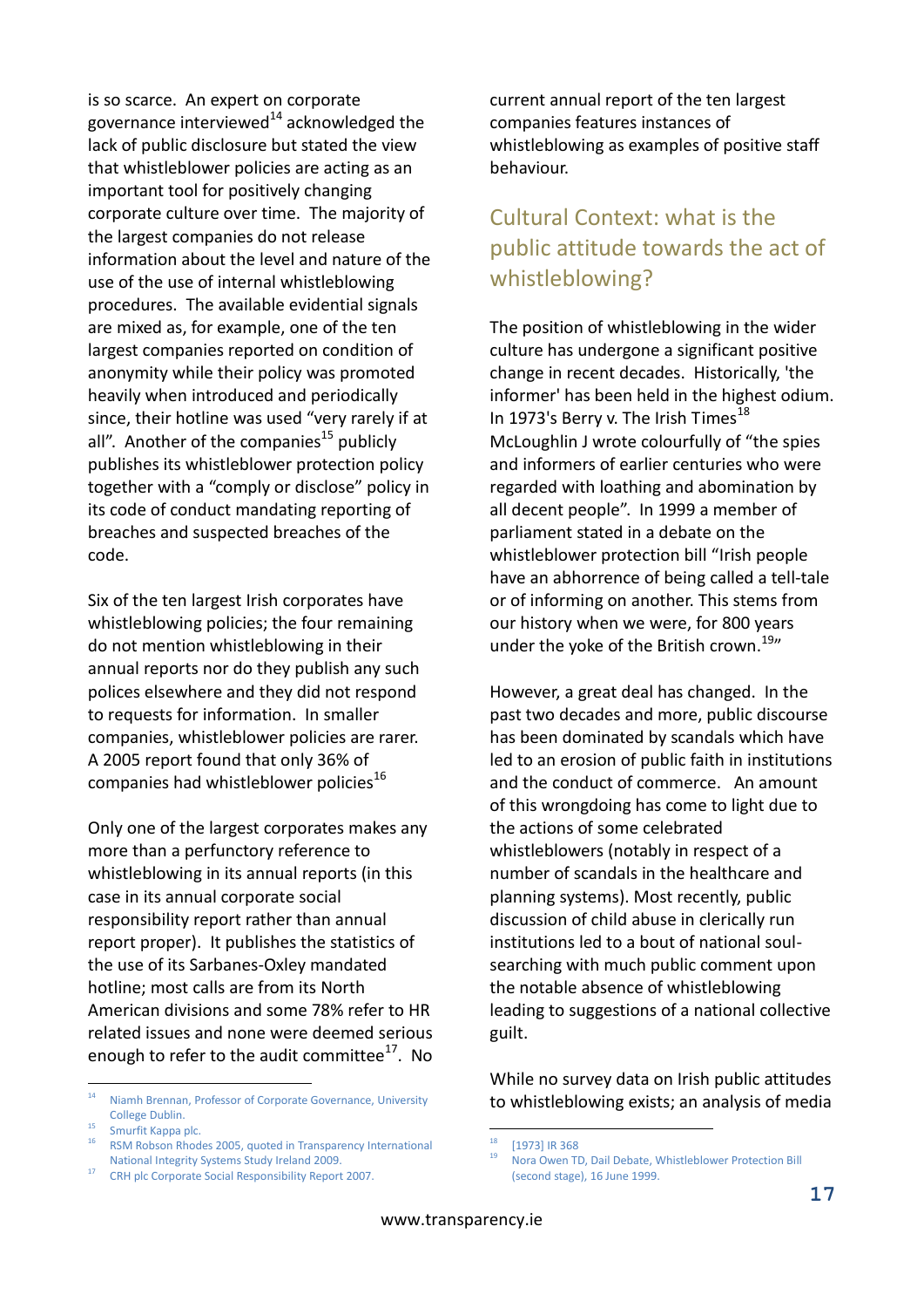is so scarce. An expert on corporate governance interviewed[14] acknowledged the lack of public disclosure but stated the view that whistleblower policies are acting as an important tool for positively changing corporate culture over time. The majority of the largest companies do not release information about the level and nature of the use of the use of internal whistleblowing procedures. The available evidential signals are mixed as, for example, one of the ten largest companies reported on condition of anonymity while their policy was promoted heavily when introduced and periodically since, their hotline was used "very rarely if at all". Another of the companies[15] publicly publishes its whistleblower protection policy together with a "comply or disclose" policy in its code of conduct mandating reporting of breaches and suspected breaches of the code.

Six of the ten largest Irish corporates have whistleblowing policies; the four remaining do not mention whistleblowing in their annual reports nor do they publish any such polices elsewhere and they did not respond to requests for information. In smaller companies, whistleblower policies are rarer. A 2005 report found that only 36% of companies had whistleblower policies[16]

Only one of the largest corporates makes any more than a perfunctory reference to whistleblowing in its annual reports (in this case in its annual corporate social responsibility report rather than annual report proper). It publishes the statistics of the use of its Sarbanes-Oxley mandated hotline; most calls are from its North American divisions and some 78% refer to HR related issues and none were deemed serious enough to refer to the audit committee[17]. No current annual report of the ten largest companies features instances of whistleblowing as examples of positive staff behaviour.

## Cultural Context: what is the public attitude towards the act of whistleblowing?

The position of whistleblowing in the wider culture has undergone a significant positive change in recent decades. Historically, 'the informer' has been held in the highest odium. In 1973's Berry v. The Irish Times[18] McLoughlin J wrote colourfully of "the spies and informers of earlier centuries who were regarded with loathing and abomination by all decent people". In 1999 a member of parliament stated in a debate on the whistleblower protection bill "Irish people have an abhorrence of being called a tell-tale or of informing on another. This stems from our history when we were, for 800 years under the yoke of the British crown.[19]"

However, a great deal has changed. In the past two decades and more, public discourse has been dominated by scandals which have led to an erosion of public faith in institutions and the conduct of commerce. An amount of this wrongdoing has come to light due to the actions of some celebrated whistleblowers (notably in respect of a number of scandals in the healthcare and planning systems). Most recently, public discussion of child abuse in clerically run institutions led to a bout of national soul-searching with much public comment upon the notable absence of whistleblowing leading to suggestions of a national collective guilt.

While no survey data on Irish public attitudes to whistleblowing exists; an analysis of media

---

[14] Niamh Brennan, Professor of Corporate Governance, University College Dublin.

[15] Smurfit Kappa plc.

[16] RSM Robson Rhodes 2005, quoted in Transparency International National Integrity Systems Study Ireland 2009.

[17] CRH plc Corporate Social Responsibility Report 2007.

[18] [1973] IR 368

[19] Nora Owen TD, Dail Debate, Whistleblower Protection Bill (second stage), 16 June 1999.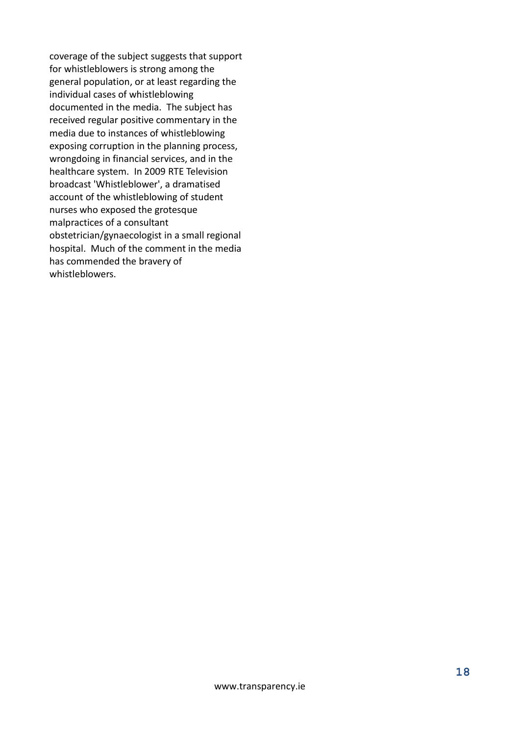coverage of the subject suggests that support for whistleblowers is strong among the general population, or at least regarding the individual cases of whistleblowing documented in the media. The subject has received regular positive commentary in the media due to instances of whistleblowing exposing corruption in the planning process, wrongdoing in financial services, and in the healthcare system. In 2009 RTE Television broadcast 'Whistleblower', a dramatised account of the whistleblowing of student nurses who exposed the grotesque malpractices of a consultant obstetrician/gynaecologist in a small regional hospital. Much of the comment in the media has commended the bravery of whistleblowers.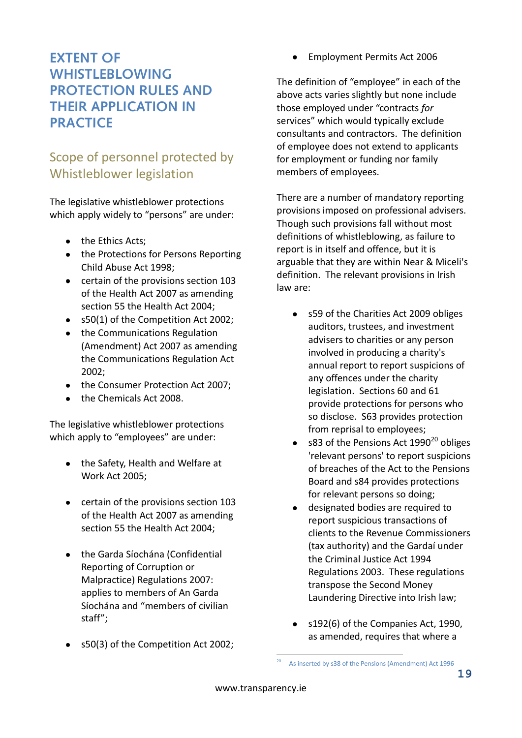# EXTENT OF WHISTLEBLOWING PROTECTION RULES AND THEIR APPLICATION IN PRACTICE

## Scope of personnel protected by Whistleblower legislation

The legislative whistleblower protections which apply widely to "persons" are under:

- the Ethics Acts;
- the Protections for Persons Reporting Child Abuse Act 1998;
- certain of the provisions section 103 of the Health Act 2007 as amending section 55 the Health Act 2004;
- s50(1) of the Competition Act 2002;
- the Communications Regulation (Amendment) Act 2007 as amending the Communications Regulation Act 2002;
- the Consumer Protection Act 2007;
- the Chemicals Act 2008.

The legislative whistleblower protections which apply to "employees" are under:

- the Safety, Health and Welfare at Work Act 2005;
- certain of the provisions section 103 of the Health Act 2007 as amending section 55 the Health Act 2004;
- the Garda Síochána (Confidential Reporting of Corruption or Malpractice) Regulations 2007: applies to members of An Garda Síochána and "members of civilian staff";
- s50(3) of the Competition Act 2002;
- Employment Permits Act 2006

The definition of "employee" in each of the above acts varies slightly but none include those employed under "contracts *for* services" which would typically exclude consultants and contractors. The definition of employee does not extend to applicants for employment or funding nor family members of employees.

There are a number of mandatory reporting provisions imposed on professional advisers. Though such provisions fall without most definitions of whistleblowing, as failure to report is in itself and offence, but it is arguable that they are within Near & Miceli's definition. The relevant provisions in Irish law are:

- s59 of the Charities Act 2009 obliges auditors, trustees, and investment advisers to charities or any person involved in producing a charity's annual report to report suspicions of any offences under the charity legislation. Sections 60 and 61 provide protections for persons who so disclose. S63 provides protection from reprisal to employees;
- s83 of the Pensions Act 1990[20] obliges 'relevant persons' to report suspicions of breaches of the Act to the Pensions Board and s84 provides protections for relevant persons so doing;
- designated bodies are required to report suspicious transactions of clients to the Revenue Commissioners (tax authority) and the Gardaí under the Criminal Justice Act 1994 Regulations 2003. These regulations transpose the Second Money Laundering Directive into Irish law;
- s192(6) of the Companies Act, 1990, as amended, requires that where a

[20] As inserted by s38 of the Pensions (Amendment) Act 1996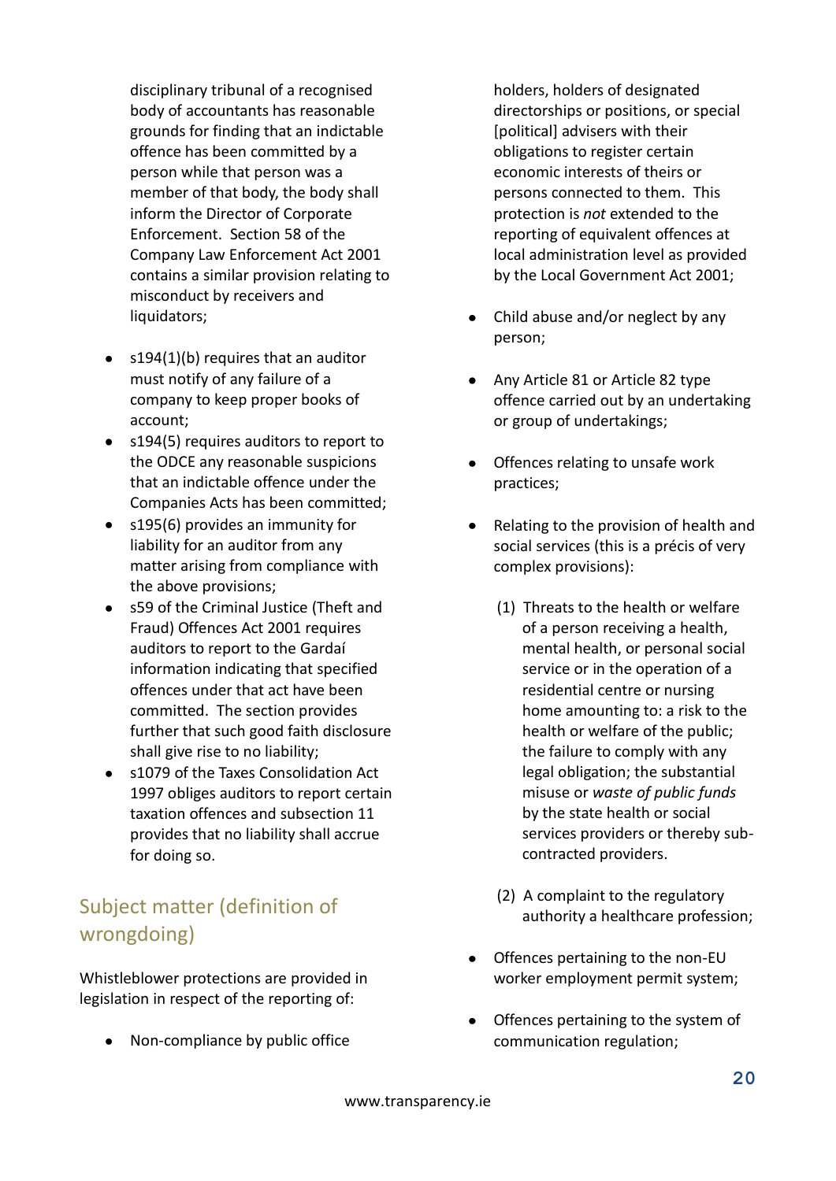disciplinary tribunal of a recognised body of accountants has reasonable grounds for finding that an indictable offence has been committed by a person while that person was a member of that body, the body shall inform the Director of Corporate Enforcement. Section 58 of the Company Law Enforcement Act 2001 contains a similar provision relating to misconduct by receivers and liquidators;

- s194(1)(b) requires that an auditor must notify of any failure of a company to keep proper books of account;
- s194(5) requires auditors to report to the ODCE any reasonable suspicions that an indictable offence under the Companies Acts has been committed;
- s195(6) provides an immunity for liability for an auditor from any matter arising from compliance with the above provisions;
- s59 of the Criminal Justice (Theft and Fraud) Offences Act 2001 requires auditors to report to the Gardaí information indicating that specified offences under that act have been committed. The section provides further that such good faith disclosure shall give rise to no liability;
- s1079 of the Taxes Consolidation Act 1997 obliges auditors to report certain taxation offences and subsection 11 provides that no liability shall accrue for doing so.

## Subject matter (definition of wrongdoing)

Whistleblower protections are provided in legislation in respect of the reporting of:

- Non-compliance by public office holders, holders of designated directorships or positions, or special [political] advisers with their obligations to register certain economic interests of theirs or persons connected to them. This protection is *not* extended to the reporting of equivalent offences at local administration level as provided by the Local Government Act 2001;

- Child abuse and/or neglect by any person;

- Any Article 81 or Article 82 type offence carried out by an undertaking or group of undertakings;

- Offences relating to unsafe work practices;

- Relating to the provision of health and social services (this is a précis of very complex provisions):

  (1) Threats to the health or welfare of a person receiving a health, mental health, or personal social service or in the operation of a residential centre or nursing home amounting to: a risk to the health or welfare of the public; the failure to comply with any legal obligation; the substantial misuse or *waste of public funds* by the state health or social services providers or thereby sub-contracted providers.

  (2) A complaint to the regulatory authority a healthcare profession;

- Offences pertaining to the non-EU worker employment permit system;

- Offences pertaining to the system of communication regulation;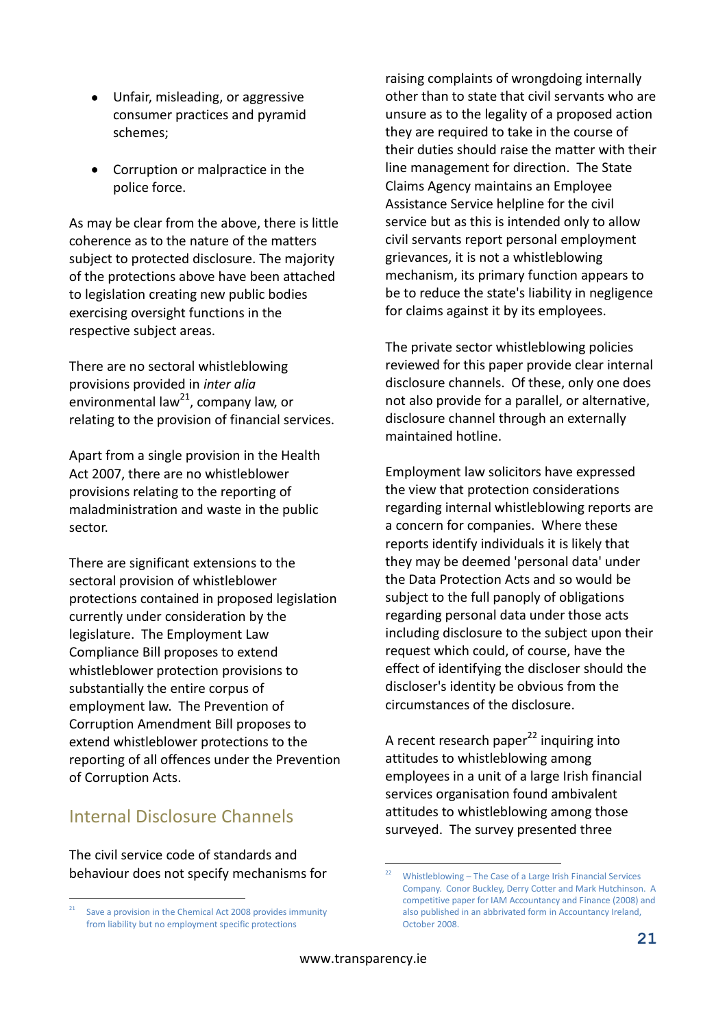- Unfair, misleading, or aggressive consumer practices and pyramid schemes;
- Corruption or malpractice in the police force.

As may be clear from the above, there is little coherence as to the nature of the matters subject to protected disclosure. The majority of the protections above have been attached to legislation creating new public bodies exercising oversight functions in the respective subject areas.

There are no sectoral whistleblowing provisions provided in *inter alia* environmental law[21], company law, or relating to the provision of financial services.

Apart from a single provision in the Health Act 2007, there are no whistleblower provisions relating to the reporting of maladministration and waste in the public sector.

There are significant extensions to the sectoral provision of whistleblower protections contained in proposed legislation currently under consideration by the legislature. The Employment Law Compliance Bill proposes to extend whistleblower protection provisions to substantially the entire corpus of employment law. The Prevention of Corruption Amendment Bill proposes to extend whistleblower protections to the reporting of all offences under the Prevention of Corruption Acts.

## Internal Disclosure Channels

The civil service code of standards and behaviour does not specify mechanisms for raising complaints of wrongdoing internally other than to state that civil servants who are unsure as to the legality of a proposed action they are required to take in the course of their duties should raise the matter with their line management for direction. The State Claims Agency maintains an Employee Assistance Service helpline for the civil service but as this is intended only to allow civil servants report personal employment grievances, it is not a whistleblowing mechanism, its primary function appears to be to reduce the state's liability in negligence for claims against it by its employees.

The private sector whistleblowing policies reviewed for this paper provide clear internal disclosure channels. Of these, only one does not also provide for a parallel, or alternative, disclosure channel through an externally maintained hotline.

Employment law solicitors have expressed the view that protection considerations regarding internal whistleblowing reports are a concern for companies. Where these reports identify individuals it is likely that they may be deemed 'personal data' under the Data Protection Acts and so would be subject to the full panoply of obligations regarding personal data under those acts including disclosure to the subject upon their request which could, of course, have the effect of identifying the discloser should the discloser's identity be obvious from the circumstances of the disclosure.

A recent research paper[22] inquiring into attitudes to whistleblowing among employees in a unit of a large Irish financial services organisation found ambivalent attitudes to whistleblowing among those surveyed. The survey presented three

---

[21] Save a provision in the Chemical Act 2008 provides immunity from liability but no employment specific protections

[22] Whistleblowing – The Case of a Large Irish Financial Services Company. Conor Buckley, Derry Cotter and Mark Hutchinson. A competitive paper for IAM Accountancy and Finance (2008) and also published in an abbrivated form in Accountancy Ireland, October 2008.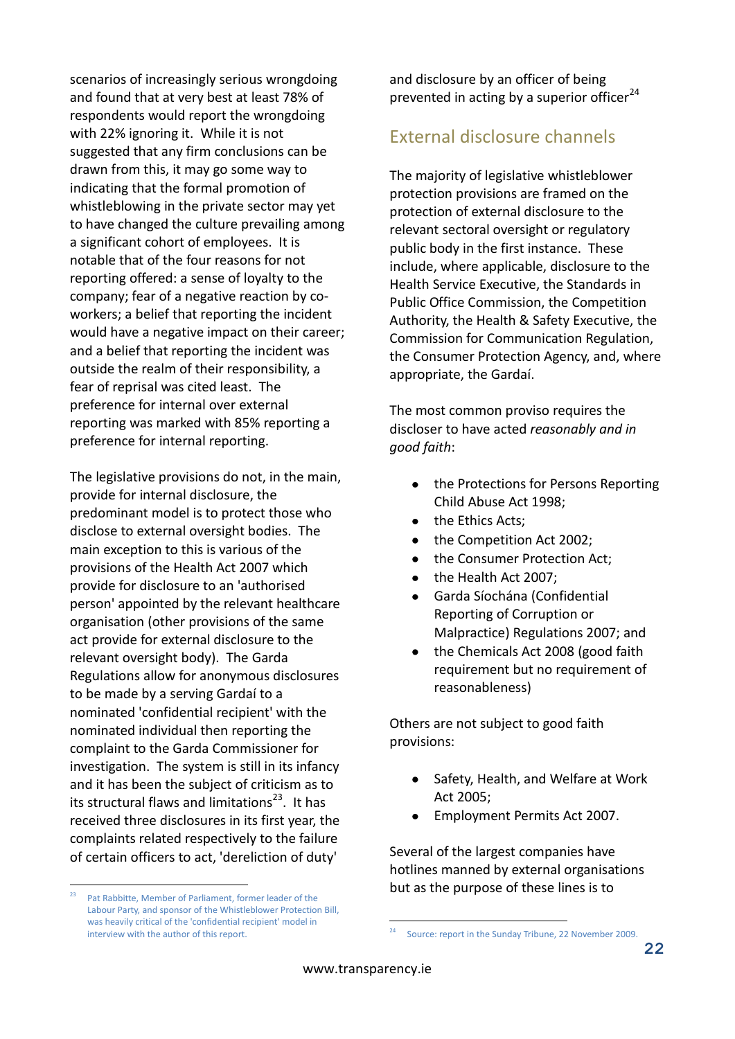scenarios of increasingly serious wrongdoing and found that at very best at least 78% of respondents would report the wrongdoing with 22% ignoring it. While it is not suggested that any firm conclusions can be drawn from this, it may go some way to indicating that the formal promotion of whistleblowing in the private sector may yet to have changed the culture prevailing among a significant cohort of employees. It is notable that of the four reasons for not reporting offered: a sense of loyalty to the company; fear of a negative reaction by co-workers; a belief that reporting the incident would have a negative impact on their career; and a belief that reporting the incident was outside the realm of their responsibility, a fear of reprisal was cited least. The preference for internal over external reporting was marked with 85% reporting a preference for internal reporting.

The legislative provisions do not, in the main, provide for internal disclosure, the predominant model is to protect those who disclose to external oversight bodies. The main exception to this is various of the provisions of the Health Act 2007 which provide for disclosure to an 'authorised person' appointed by the relevant healthcare organisation (other provisions of the same act provide for external disclosure to the relevant oversight body). The Garda Regulations allow for anonymous disclosures to be made by a serving Gardaí to a nominated 'confidential recipient' with the nominated individual then reporting the complaint to the Garda Commissioner for investigation. The system is still in its infancy and it has been the subject of criticism as to its structural flaws and limitations[23]. It has received three disclosures in its first year, the complaints related respectively to the failure of certain officers to act, 'dereliction of duty' and disclosure by an officer of being prevented in acting by a superior officer[24]

## External disclosure channels

The majority of legislative whistleblower protection provisions are framed on the protection of external disclosure to the relevant sectoral oversight or regulatory public body in the first instance. These include, where applicable, disclosure to the Health Service Executive, the Standards in Public Office Commission, the Competition Authority, the Health & Safety Executive, the Commission for Communication Regulation, the Consumer Protection Agency, and, where appropriate, the Gardaí.

The most common proviso requires the discloser to have acted *reasonably and in good faith*:

- the Protections for Persons Reporting Child Abuse Act 1998;
- the Ethics Acts;
- the Competition Act 2002;
- the Consumer Protection Act;
- the Health Act 2007;
- Garda Síochána (Confidential Reporting of Corruption or Malpractice) Regulations 2007; and
- the Chemicals Act 2008 (good faith requirement but no requirement of reasonableness)

Others are not subject to good faith provisions:

- Safety, Health, and Welfare at Work Act 2005;
- Employment Permits Act 2007.

Several of the largest companies have hotlines manned by external organisations but as the purpose of these lines is to

---

[23] Pat Rabbitte, Member of Parliament, former leader of the Labour Party, and sponsor of the Whistleblower Protection Bill, was heavily critical of the 'confidential recipient' model in interview with the author of this report.

[24] Source: report in the Sunday Tribune, 22 November 2009.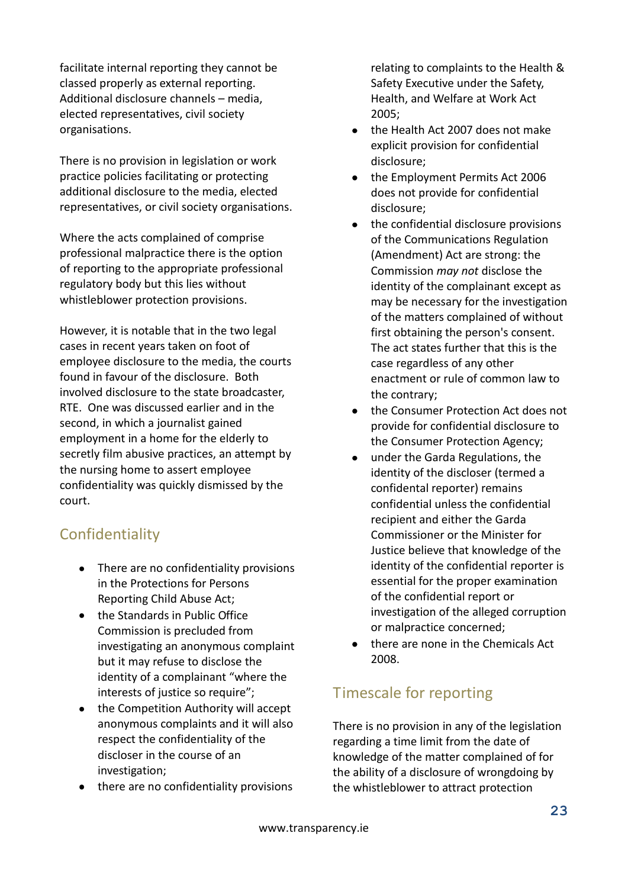facilitate internal reporting they cannot be classed properly as external reporting. Additional disclosure channels – media, elected representatives, civil society organisations.

There is no provision in legislation or work practice policies facilitating or protecting additional disclosure to the media, elected representatives, or civil society organisations.

Where the acts complained of comprise professional malpractice there is the option of reporting to the appropriate professional regulatory body but this lies without whistleblower protection provisions.

However, it is notable that in the two legal cases in recent years taken on foot of employee disclosure to the media, the courts found in favour of the disclosure. Both involved disclosure to the state broadcaster, RTE. One was discussed earlier and in the second, in which a journalist gained employment in a home for the elderly to secretly film abusive practices, an attempt by the nursing home to assert employee confidentiality was quickly dismissed by the court.

## Confidentiality

- There are no confidentiality provisions in the Protections for Persons Reporting Child Abuse Act;
- the Standards in Public Office Commission is precluded from investigating an anonymous complaint but it may refuse to disclose the identity of a complainant "where the interests of justice so require";
- the Competition Authority will accept anonymous complaints and it will also respect the confidentiality of the discloser in the course of an investigation;
- there are no confidentiality provisions relating to complaints to the Health & Safety Executive under the Safety, Health, and Welfare at Work Act 2005;
- the Health Act 2007 does not make explicit provision for confidential disclosure;
- the Employment Permits Act 2006 does not provide for confidential disclosure;
- the confidential disclosure provisions of the Communications Regulation (Amendment) Act are strong: the Commission *may not* disclose the identity of the complainant except as may be necessary for the investigation of the matters complained of without first obtaining the person's consent. The act states further that this is the case regardless of any other enactment or rule of common law to the contrary;
- the Consumer Protection Act does not provide for confidential disclosure to the Consumer Protection Agency;
- under the Garda Regulations, the identity of the discloser (termed a confidental reporter) remains confidential unless the confidential recipient and either the Garda Commissioner or the Minister for Justice believe that knowledge of the identity of the confidential reporter is essential for the proper examination of the confidential report or investigation of the alleged corruption or malpractice concerned;
- there are none in the Chemicals Act 2008.

## Timescale for reporting

There is no provision in any of the legislation regarding a time limit from the date of knowledge of the matter complained of for the ability of a disclosure of wrongdoing by the whistleblower to attract protection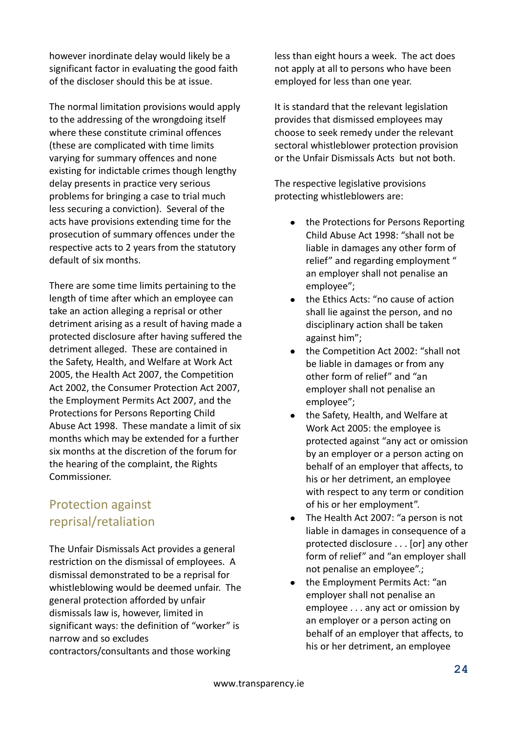however inordinate delay would likely be a significant factor in evaluating the good faith of the discloser should this be at issue.

The normal limitation provisions would apply to the addressing of the wrongdoing itself where these constitute criminal offences (these are complicated with time limits varying for summary offences and none existing for indictable crimes though lengthy delay presents in practice very serious problems for bringing a case to trial much less securing a conviction). Several of the acts have provisions extending time for the prosecution of summary offences under the respective acts to 2 years from the statutory default of six months.

There are some time limits pertaining to the length of time after which an employee can take an action alleging a reprisal or other detriment arising as a result of having made a protected disclosure after having suffered the detriment alleged. These are contained in the Safety, Health, and Welfare at Work Act 2005, the Health Act 2007, the Competition Act 2002, the Consumer Protection Act 2007, the Employment Permits Act 2007, and the Protections for Persons Reporting Child Abuse Act 1998. These mandate a limit of six months which may be extended for a further six months at the discretion of the forum for the hearing of the complaint, the Rights Commissioner.

## Protection against reprisal/retaliation

The Unfair Dismissals Act provides a general restriction on the dismissal of employees. A dismissal demonstrated to be a reprisal for whistleblowing would be deemed unfair. The general protection afforded by unfair dismissals law is, however, limited in significant ways: the definition of "worker" is narrow and so excludes contractors/consultants and those working less than eight hours a week. The act does not apply at all to persons who have been employed for less than one year.

It is standard that the relevant legislation provides that dismissed employees may choose to seek remedy under the relevant sectoral whistleblower protection provision or the Unfair Dismissals Acts but not both.

The respective legislative provisions protecting whistleblowers are:

- the Protections for Persons Reporting Child Abuse Act 1998: "shall not be liable in damages any other form of relief" and regarding employment " an employer shall not penalise an employee";
- the Ethics Acts: "no cause of action shall lie against the person, and no disciplinary action shall be taken against him";
- the Competition Act 2002: "shall not be liable in damages or from any other form of relief" and "an employer shall not penalise an employee";
- the Safety, Health, and Welfare at Work Act 2005: the employee is protected against "any act or omission by an employer or a person acting on behalf of an employer that affects, to his or her detriment, an employee with respect to any term or condition of his or her employment".
- The Health Act 2007: "a person is not liable in damages in consequence of a protected disclosure . . . [or] any other form of relief" and "an employer shall not penalise an employee".;
- the Employment Permits Act: "an employer shall not penalise an employee . . . any act or omission by an employer or a person acting on behalf of an employer that affects, to his or her detriment, an employee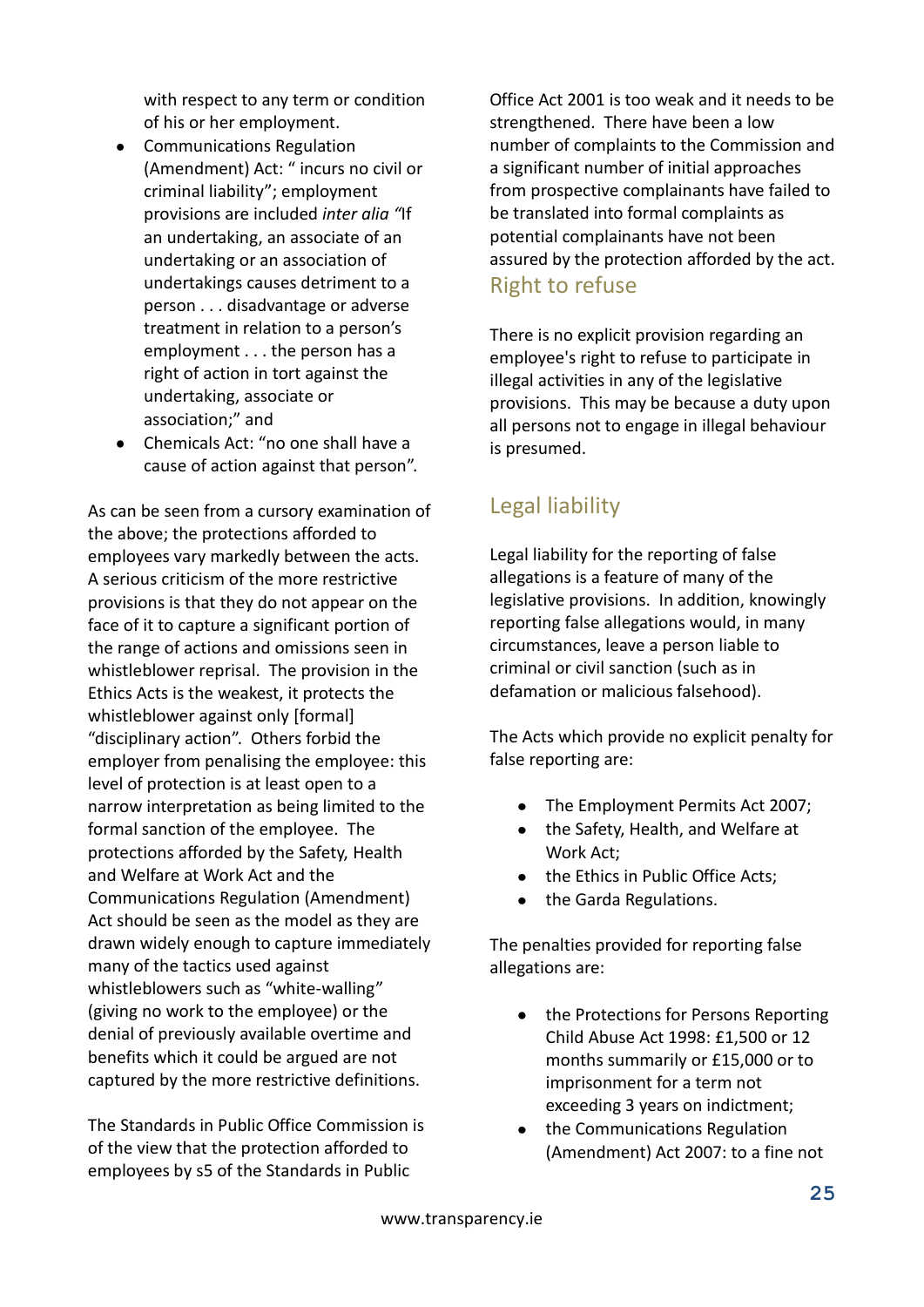with respect to any term or condition of his or her employment.

- Communications Regulation (Amendment) Act: " incurs no civil or criminal liability"; employment provisions are included *inter alia* "If an undertaking, an associate of an undertaking or an association of undertakings causes detriment to a person . . . disadvantage or adverse treatment in relation to a person's employment . . . the person has a right of action in tort against the undertaking, associate or association;" and
- Chemicals Act: "no one shall have a cause of action against that person".

As can be seen from a cursory examination of the above; the protections afforded to employees vary markedly between the acts. A serious criticism of the more restrictive provisions is that they do not appear on the face of it to capture a significant portion of the range of actions and omissions seen in whistleblower reprisal. The provision in the Ethics Acts is the weakest, it protects the whistleblower against only [formal] "disciplinary action". Others forbid the employer from penalising the employee: this level of protection is at least open to a narrow interpretation as being limited to the formal sanction of the employee. The protections afforded by the Safety, Health and Welfare at Work Act and the Communications Regulation (Amendment) Act should be seen as the model as they are drawn widely enough to capture immediately many of the tactics used against whistleblowers such as "white-walling" (giving no work to the employee) or the denial of previously available overtime and benefits which it could be argued are not captured by the more restrictive definitions.

The Standards in Public Office Commission is of the view that the protection afforded to employees by s5 of the Standards in Public Office Act 2001 is too weak and it needs to be strengthened. There have been a low number of complaints to the Commission and a significant number of initial approaches from prospective complainants have failed to be translated into formal complaints as potential complainants have not been assured by the protection afforded by the act.

## Right to refuse

There is no explicit provision regarding an employee's right to refuse to participate in illegal activities in any of the legislative provisions. This may be because a duty upon all persons not to engage in illegal behaviour is presumed.

## Legal liability

Legal liability for the reporting of false allegations is a feature of many of the legislative provisions. In addition, knowingly reporting false allegations would, in many circumstances, leave a person liable to criminal or civil sanction (such as in defamation or malicious falsehood).

The Acts which provide no explicit penalty for false reporting are:

- The Employment Permits Act 2007;
- the Safety, Health, and Welfare at Work Act;
- the Ethics in Public Office Acts;
- the Garda Regulations.

The penalties provided for reporting false allegations are:

- the Protections for Persons Reporting Child Abuse Act 1998: £1,500 or 12 months summarily or £15,000 or to imprisonment for a term not exceeding 3 years on indictment;
- the Communications Regulation (Amendment) Act 2007: to a fine not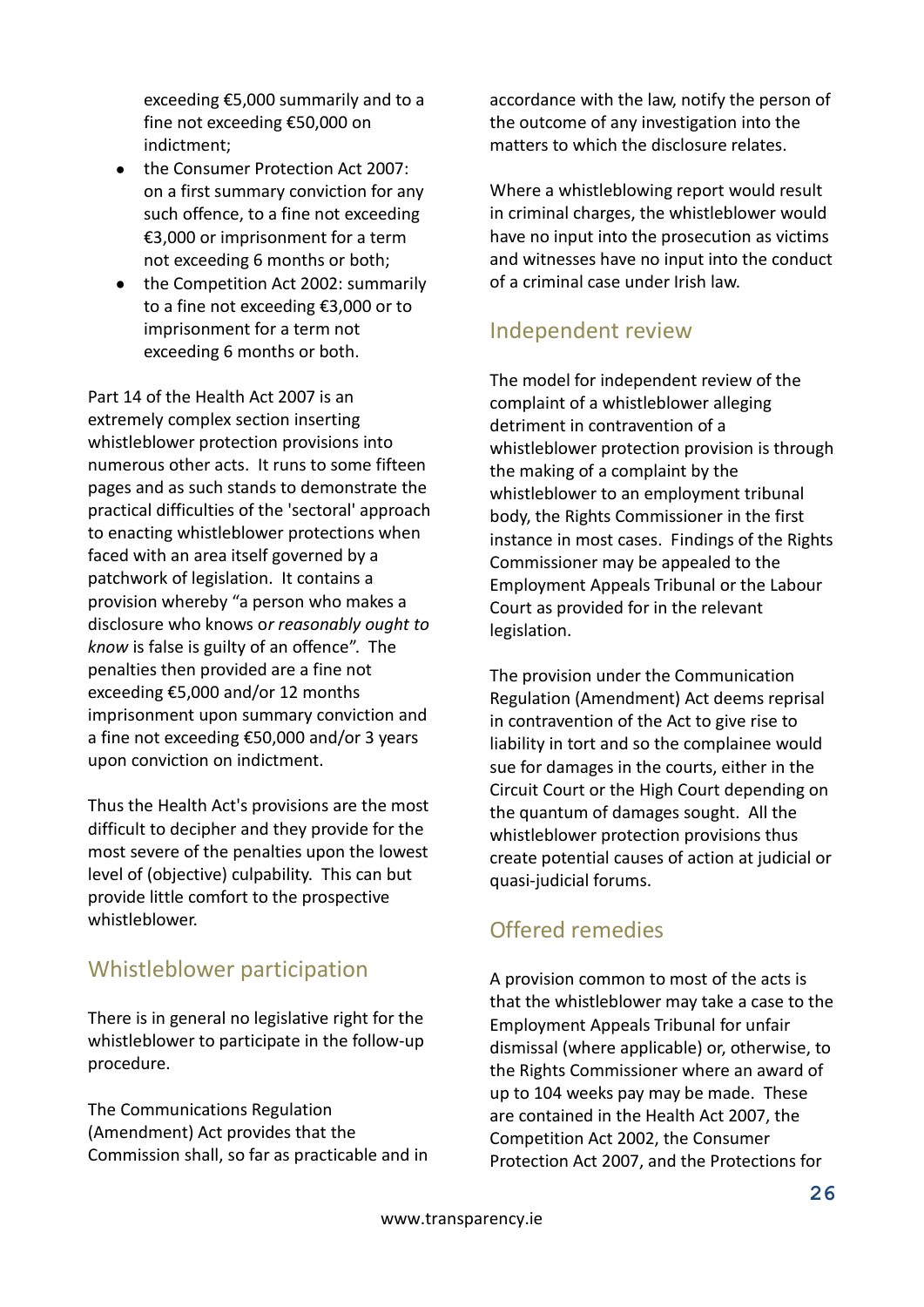exceeding €5,000 summarily and to a fine not exceeding €50,000 on indictment;

- the Consumer Protection Act 2007: on a first summary conviction for any such offence, to a fine not exceeding €3,000 or imprisonment for a term not exceeding 6 months or both;
- the Competition Act 2002: summarily to a fine not exceeding €3,000 or to imprisonment for a term not exceeding 6 months or both.

Part 14 of the Health Act 2007 is an extremely complex section inserting whistleblower protection provisions into numerous other acts. It runs to some fifteen pages and as such stands to demonstrate the practical difficulties of the 'sectoral' approach to enacting whistleblower protections when faced with an area itself governed by a patchwork of legislation. It contains a provision whereby "a person who makes a disclosure who knows o*r reasonably ought to know* is false is guilty of an offence". The penalties then provided are a fine not exceeding €5,000 and/or 12 months imprisonment upon summary conviction and a fine not exceeding €50,000 and/or 3 years upon conviction on indictment.

Thus the Health Act's provisions are the most difficult to decipher and they provide for the most severe of the penalties upon the lowest level of (objective) culpability. This can but provide little comfort to the prospective whistleblower.

## Whistleblower participation

There is in general no legislative right for the whistleblower to participate in the follow-up procedure.

The Communications Regulation (Amendment) Act provides that the Commission shall, so far as practicable and in accordance with the law, notify the person of the outcome of any investigation into the matters to which the disclosure relates.

Where a whistleblowing report would result in criminal charges, the whistleblower would have no input into the prosecution as victims and witnesses have no input into the conduct of a criminal case under Irish law.

## Independent review

The model for independent review of the complaint of a whistleblower alleging detriment in contravention of a whistleblower protection provision is through the making of a complaint by the whistleblower to an employment tribunal body, the Rights Commissioner in the first instance in most cases. Findings of the Rights Commissioner may be appealed to the Employment Appeals Tribunal or the Labour Court as provided for in the relevant legislation.

The provision under the Communication Regulation (Amendment) Act deems reprisal in contravention of the Act to give rise to liability in tort and so the complainee would sue for damages in the courts, either in the Circuit Court or the High Court depending on the quantum of damages sought. All the whistleblower protection provisions thus create potential causes of action at judicial or quasi-judicial forums.

## Offered remedies

A provision common to most of the acts is that the whistleblower may take a case to the Employment Appeals Tribunal for unfair dismissal (where applicable) or, otherwise, to the Rights Commissioner where an award of up to 104 weeks pay may be made. These are contained in the Health Act 2007, the Competition Act 2002, the Consumer Protection Act 2007, and the Protections for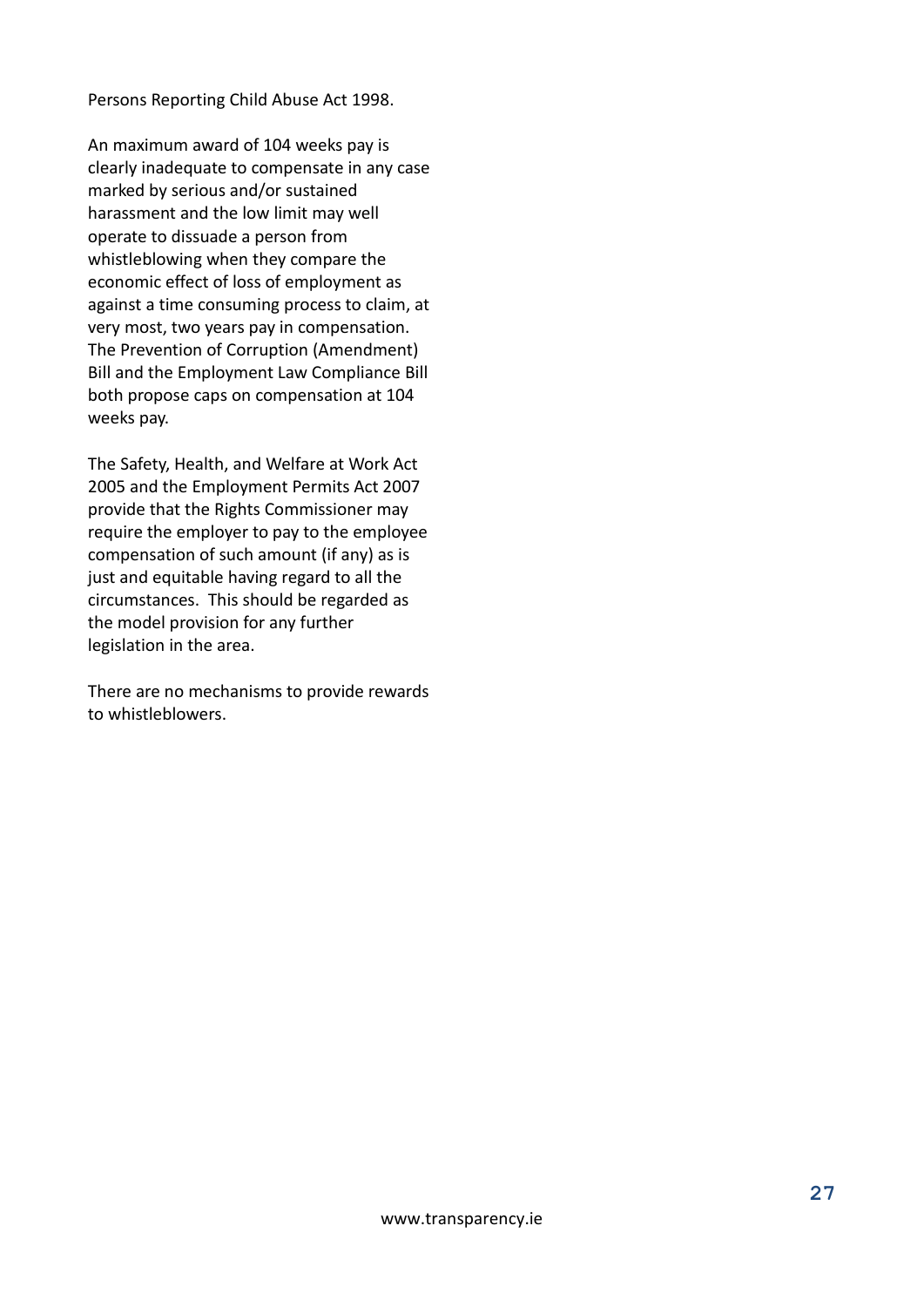Persons Reporting Child Abuse Act 1998.

An maximum award of 104 weeks pay is clearly inadequate to compensate in any case marked by serious and/or sustained harassment and the low limit may well operate to dissuade a person from whistleblowing when they compare the economic effect of loss of employment as against a time consuming process to claim, at very most, two years pay in compensation. The Prevention of Corruption (Amendment) Bill and the Employment Law Compliance Bill both propose caps on compensation at 104 weeks pay.

The Safety, Health, and Welfare at Work Act 2005 and the Employment Permits Act 2007 provide that the Rights Commissioner may require the employer to pay to the employee compensation of such amount (if any) as is just and equitable having regard to all the circumstances. This should be regarded as the model provision for any further legislation in the area.

There are no mechanisms to provide rewards to whistleblowers.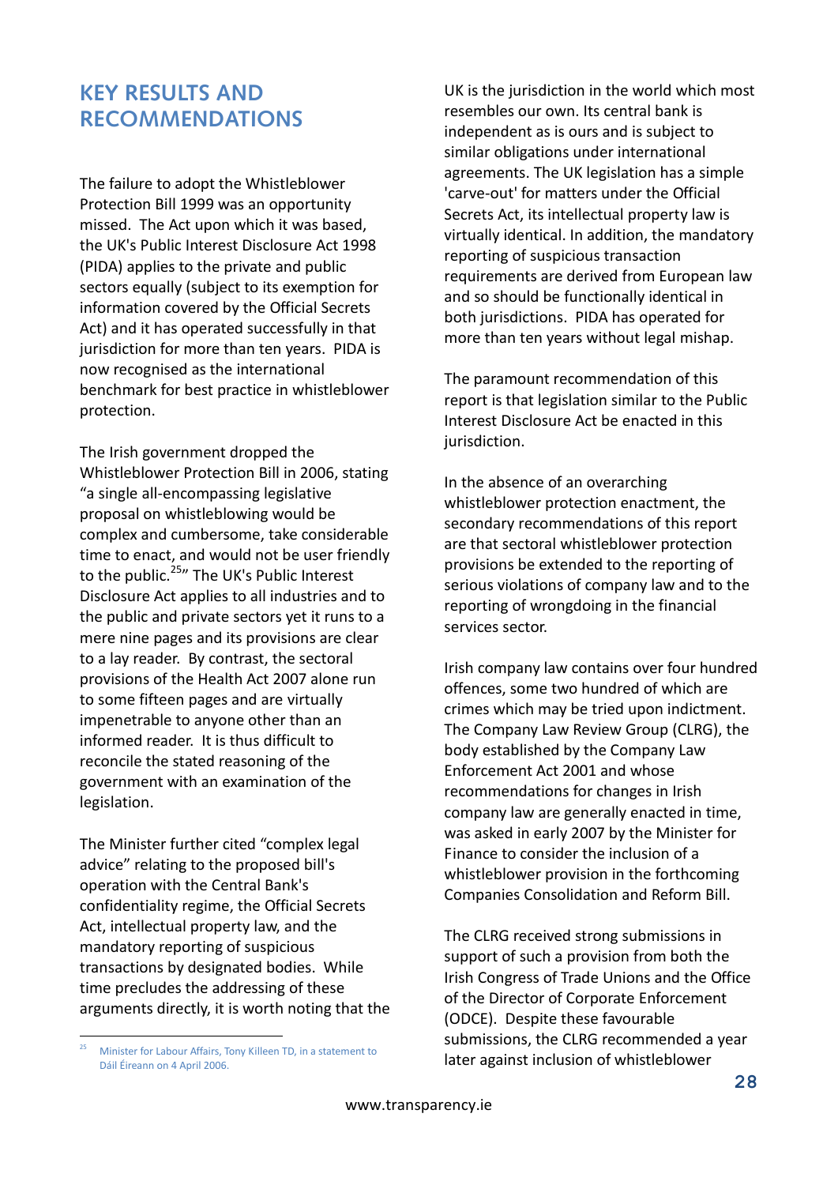## KEY RESULTS AND RECOMMENDATIONS

The failure to adopt the Whistleblower Protection Bill 1999 was an opportunity missed. The Act upon which it was based, the UK's Public Interest Disclosure Act 1998 (PIDA) applies to the private and public sectors equally (subject to its exemption for information covered by the Official Secrets Act) and it has operated successfully in that jurisdiction for more than ten years. PIDA is now recognised as the international benchmark for best practice in whistleblower protection.

The Irish government dropped the Whistleblower Protection Bill in 2006, stating "a single all-encompassing legislative proposal on whistleblowing would be complex and cumbersome, take considerable time to enact, and would not be user friendly to the public.[25]" The UK's Public Interest Disclosure Act applies to all industries and to the public and private sectors yet it runs to a mere nine pages and its provisions are clear to a lay reader. By contrast, the sectoral provisions of the Health Act 2007 alone run to some fifteen pages and are virtually impenetrable to anyone other than an informed reader. It is thus difficult to reconcile the stated reasoning of the government with an examination of the legislation.

The Minister further cited "complex legal advice" relating to the proposed bill's operation with the Central Bank's confidentiality regime, the Official Secrets Act, intellectual property law, and the mandatory reporting of suspicious transactions by designated bodies. While time precludes the addressing of these arguments directly, it is worth noting that the UK is the jurisdiction in the world which most resembles our own. Its central bank is independent as is ours and is subject to similar obligations under international agreements. The UK legislation has a simple 'carve-out' for matters under the Official Secrets Act, its intellectual property law is virtually identical. In addition, the mandatory reporting of suspicious transaction requirements are derived from European law and so should be functionally identical in both jurisdictions. PIDA has operated for more than ten years without legal mishap.

The paramount recommendation of this report is that legislation similar to the Public Interest Disclosure Act be enacted in this jurisdiction.

In the absence of an overarching whistleblower protection enactment, the secondary recommendations of this report are that sectoral whistleblower protection provisions be extended to the reporting of serious violations of company law and to the reporting of wrongdoing in the financial services sector.

Irish company law contains over four hundred offences, some two hundred of which are crimes which may be tried upon indictment. The Company Law Review Group (CLRG), the body established by the Company Law Enforcement Act 2001 and whose recommendations for changes in Irish company law are generally enacted in time, was asked in early 2007 by the Minister for Finance to consider the inclusion of a whistleblower provision in the forthcoming Companies Consolidation and Reform Bill.

The CLRG received strong submissions in support of such a provision from both the Irish Congress of Trade Unions and the Office of the Director of Corporate Enforcement (ODCE). Despite these favourable submissions, the CLRG recommended a year later against inclusion of whistleblower

[25] Minister for Labour Affairs, Tony Killeen TD, in a statement to Dáil Éireann on 4 April 2006.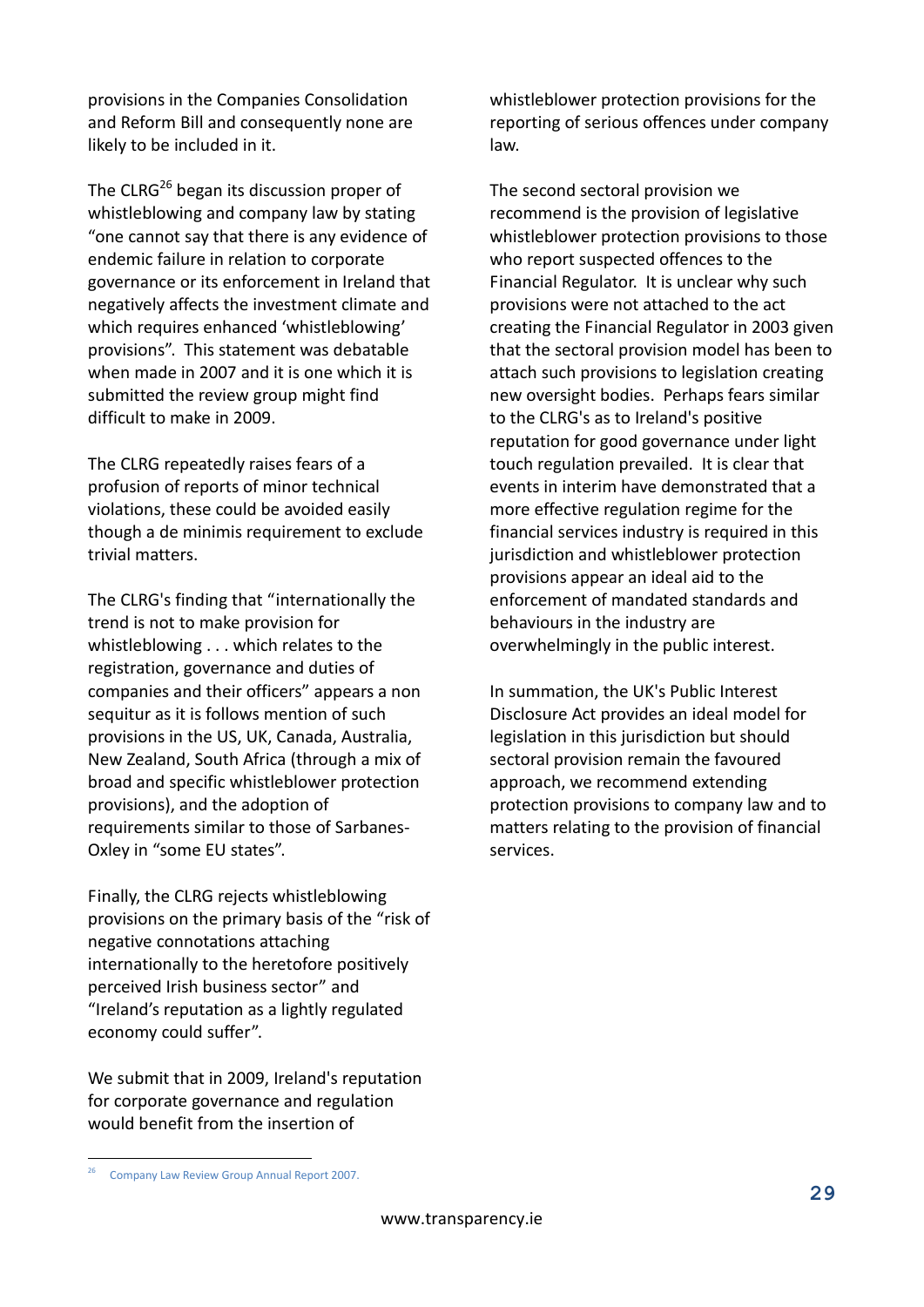provisions in the Companies Consolidation and Reform Bill and consequently none are likely to be included in it.

The CLRG[26] began its discussion proper of whistleblowing and company law by stating "one cannot say that there is any evidence of endemic failure in relation to corporate governance or its enforcement in Ireland that negatively affects the investment climate and which requires enhanced 'whistleblowing' provisions". This statement was debatable when made in 2007 and it is one which it is submitted the review group might find difficult to make in 2009.

The CLRG repeatedly raises fears of a profusion of reports of minor technical violations, these could be avoided easily though a de minimis requirement to exclude trivial matters.

The CLRG's finding that "internationally the trend is not to make provision for whistleblowing . . . which relates to the registration, governance and duties of companies and their officers" appears a non sequitur as it is follows mention of such provisions in the US, UK, Canada, Australia, New Zealand, South Africa (through a mix of broad and specific whistleblower protection provisions), and the adoption of requirements similar to those of Sarbanes-Oxley in "some EU states".

Finally, the CLRG rejects whistleblowing provisions on the primary basis of the "risk of negative connotations attaching internationally to the heretofore positively perceived Irish business sector" and "Ireland's reputation as a lightly regulated economy could suffer".

We submit that in 2009, Ireland's reputation for corporate governance and regulation would benefit from the insertion of whistleblower protection provisions for the reporting of serious offences under company law.

The second sectoral provision we recommend is the provision of legislative whistleblower protection provisions to those who report suspected offences to the Financial Regulator. It is unclear why such provisions were not attached to the act creating the Financial Regulator in 2003 given that the sectoral provision model has been to attach such provisions to legislation creating new oversight bodies. Perhaps fears similar to the CLRG's as to Ireland's positive reputation for good governance under light touch regulation prevailed. It is clear that events in interim have demonstrated that a more effective regulation regime for the financial services industry is required in this jurisdiction and whistleblower protection provisions appear an ideal aid to the enforcement of mandated standards and behaviours in the industry are overwhelmingly in the public interest.

In summation, the UK's Public Interest Disclosure Act provides an ideal model for legislation in this jurisdiction but should sectoral provision remain the favoured approach, we recommend extending protection provisions to company law and to matters relating to the provision of financial services.

---

[26] Company Law Review Group Annual Report 2007.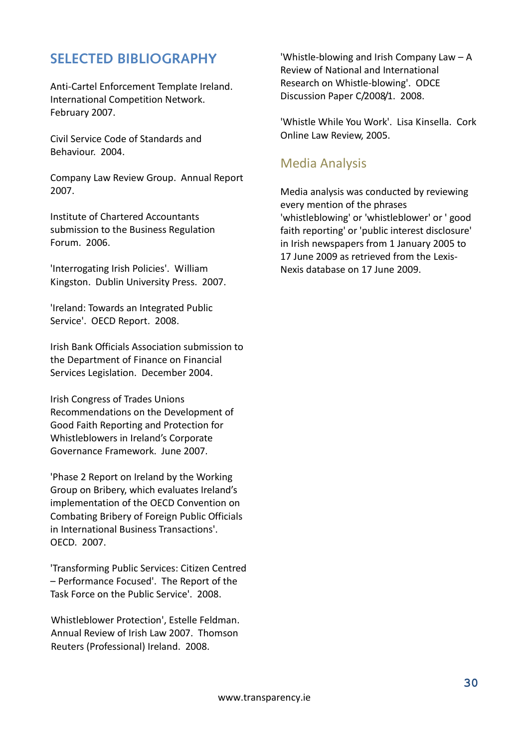## SELECTED BIBLIOGRAPHY

Anti-Cartel Enforcement Template Ireland. International Competition Network. February 2007.

Civil Service Code of Standards and Behaviour. 2004.

Company Law Review Group. Annual Report 2007.

Institute of Chartered Accountants submission to the Business Regulation Forum. 2006.

'Interrogating Irish Policies'. William Kingston. Dublin University Press. 2007.

'Ireland: Towards an Integrated Public Service'. OECD Report. 2008.

Irish Bank Officials Association submission to the Department of Finance on Financial Services Legislation. December 2004.

Irish Congress of Trades Unions Recommendations on the Development of Good Faith Reporting and Protection for Whistleblowers in Ireland's Corporate Governance Framework. June 2007.

'Phase 2 Report on Ireland by the Working Group on Bribery, which evaluates Ireland's implementation of the OECD Convention on Combating Bribery of Foreign Public Officials in International Business Transactions'. OECD. 2007.

'Transforming Public Services: Citizen Centred – Performance Focused'. The Report of the Task Force on the Public Service'. 2008.

Whistleblower Protection', Estelle Feldman. Annual Review of Irish Law 2007. Thomson Reuters (Professional) Ireland. 2008.

'Whistle-blowing and Irish Company Law – A Review of National and International Research on Whistle-blowing'. ODCE Discussion Paper C/2008/1. 2008.

'Whistle While You Work'. Lisa Kinsella. Cork Online Law Review, 2005.

## Media Analysis

Media analysis was conducted by reviewing every mention of the phrases 'whistleblowing' or 'whistleblower' or ' good faith reporting' or 'public interest disclosure' in Irish newspapers from 1 January 2005 to 17 June 2009 as retrieved from the Lexis-Nexis database on 17 June 2009.